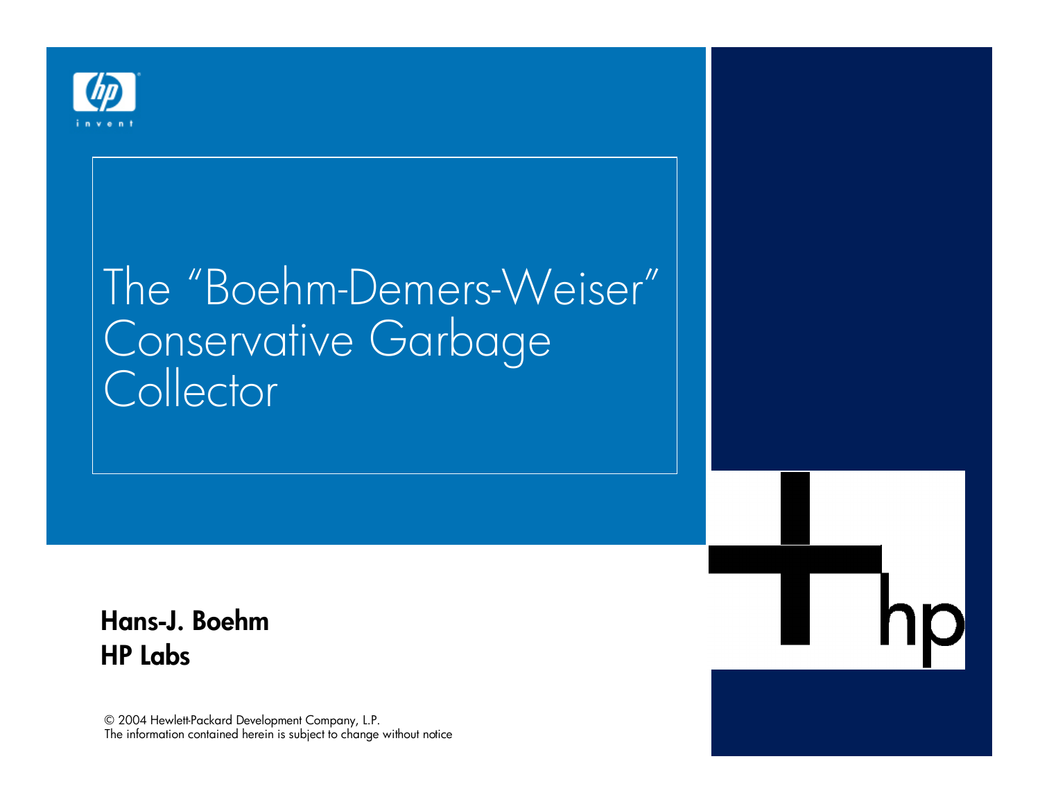# The "Boehm-Demers-Weiser" Conservative Garbage Collector

**Hans-J. Boehm**
**HP Labs**

© 2004 Hewlett-Packard Development Company, L.P.
The information contained herein is subject to change without notice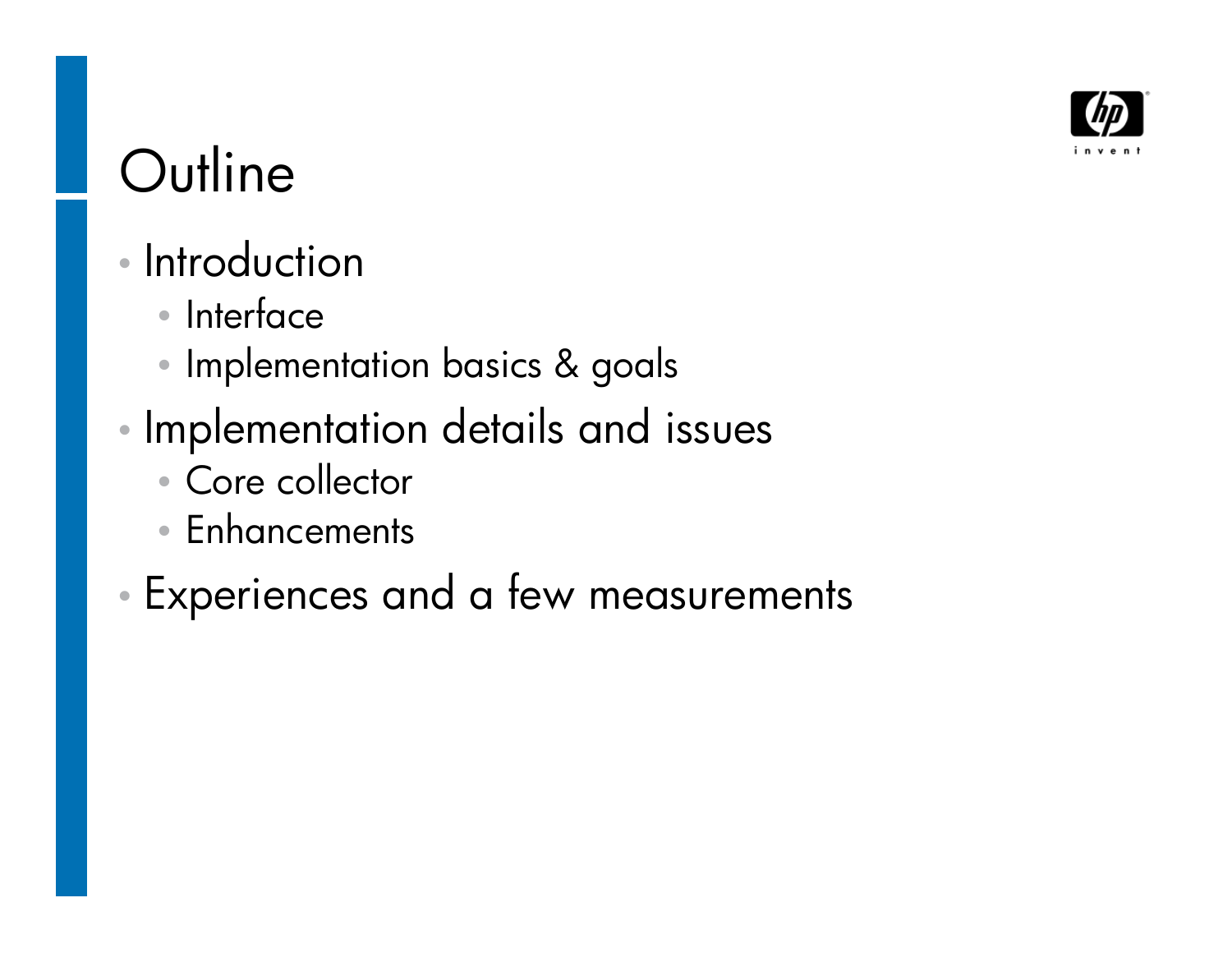# Outline

- Introduction
  - Interface
  - Implementation basics & goals
- Implementation details and issues
  - Core collector
  - Enhancements
- Experiences and a few measurements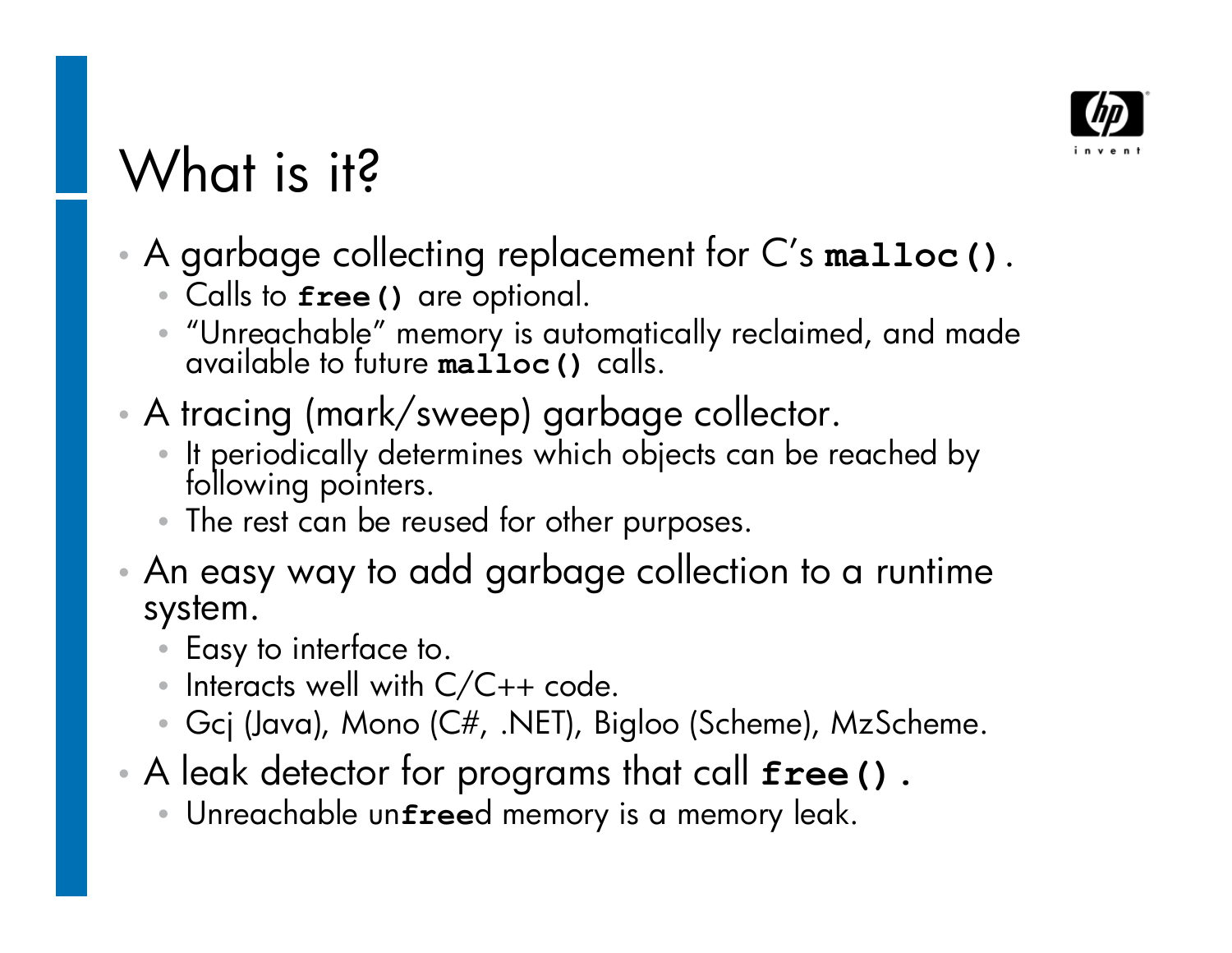# What is it?

- A garbage collecting replacement for C's **`malloc()`**.
  - Calls to **`free()`** are optional.
  - "Unreachable" memory is automatically reclaimed, and made available to future **`malloc()`** calls.
- A tracing (mark/sweep) garbage collector.
  - It periodically determines which objects can be reached by following pointers.
  - The rest can be reused for other purposes.
- An easy way to add garbage collection to a runtime system.
  - Easy to interface to.
  - Interacts well with C/C++ code.
  - Gcj (Java), Mono (C#, .NET), Bigloo (Scheme), MzScheme.
- A leak detector for programs that call **`free()`**.
  - Unreachable un**`free`**d memory is a memory leak.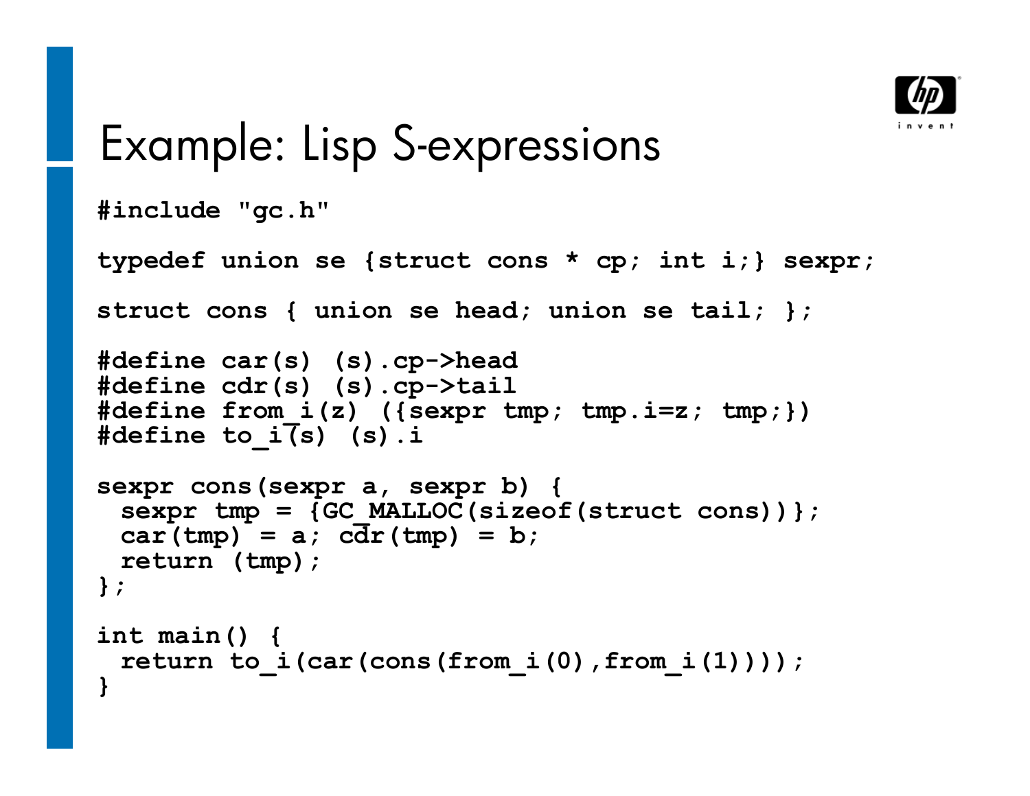# Example: Lisp S-expressions

```
#include "gc.h"

typedef union se {struct cons * cp; int i;} sexpr;

struct cons { union se head; union se tail; };

#define car(s) (s).cp->head
#define cdr(s) (s).cp->tail
#define from_i(z) ({sexpr tmp; tmp.i=z; tmp;})
#define to_i(s) (s).i

sexpr cons(sexpr a, sexpr b) {
  sexpr tmp = {GC_MALLOC(sizeof(struct cons))};
  car(tmp) = a; cdr(tmp) = b;
  return (tmp);
};

int main() {
  return to_i(car(cons(from_i(0),from_i(1))));
}
```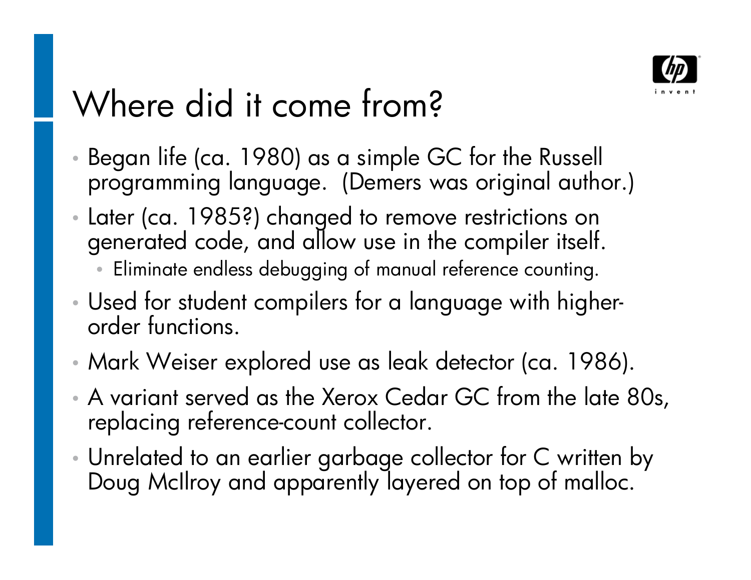# Where did it come from?

- Began life (ca. 1980) as a simple GC for the Russell programming language. (Demers was original author.)
- Later (ca. 1985?) changed to remove restrictions on generated code, and allow use in the compiler itself.
  - Eliminate endless debugging of manual reference counting.
- Used for student compilers for a language with higher-order functions.
- Mark Weiser explored use as leak detector (ca. 1986).
- A variant served as the Xerox Cedar GC from the late 80s, replacing reference-count collector.
- Unrelated to an earlier garbage collector for C written by Doug McIlroy and apparently layered on top of malloc.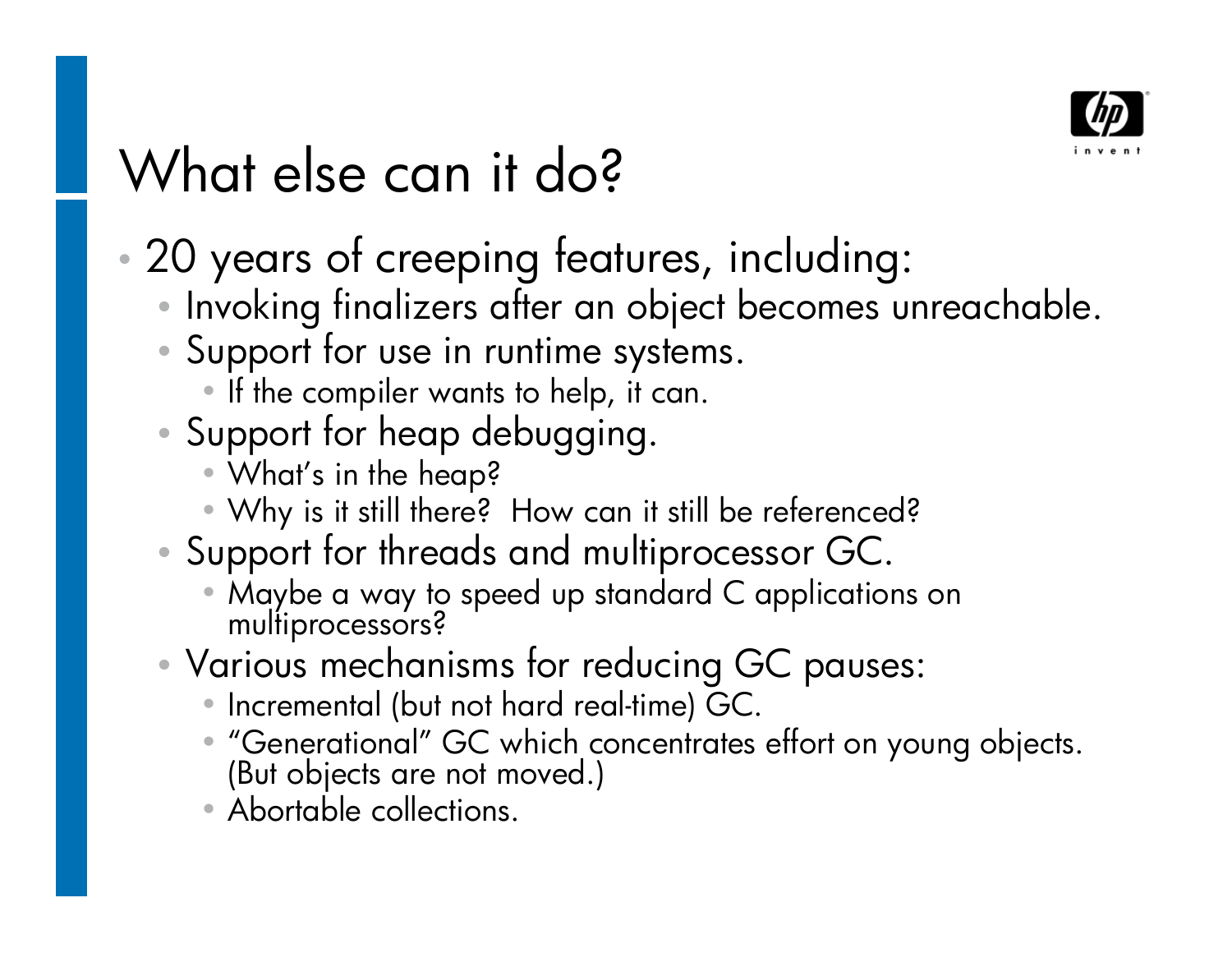# What else can it do?

- 20 years of creeping features, including:
  - Invoking finalizers after an object becomes unreachable.
  - Support for use in runtime systems.
    - If the compiler wants to help, it can.
  - Support for heap debugging.
    - What's in the heap?
    - Why is it still there? How can it still be referenced?
  - Support for threads and multiprocessor GC.
    - Maybe a way to speed up standard C applications on multiprocessors?
  - Various mechanisms for reducing GC pauses:
    - Incremental (but not hard real-time) GC.
    - "Generational" GC which concentrates effort on young objects. (But objects are not moved.)
    - Abortable collections.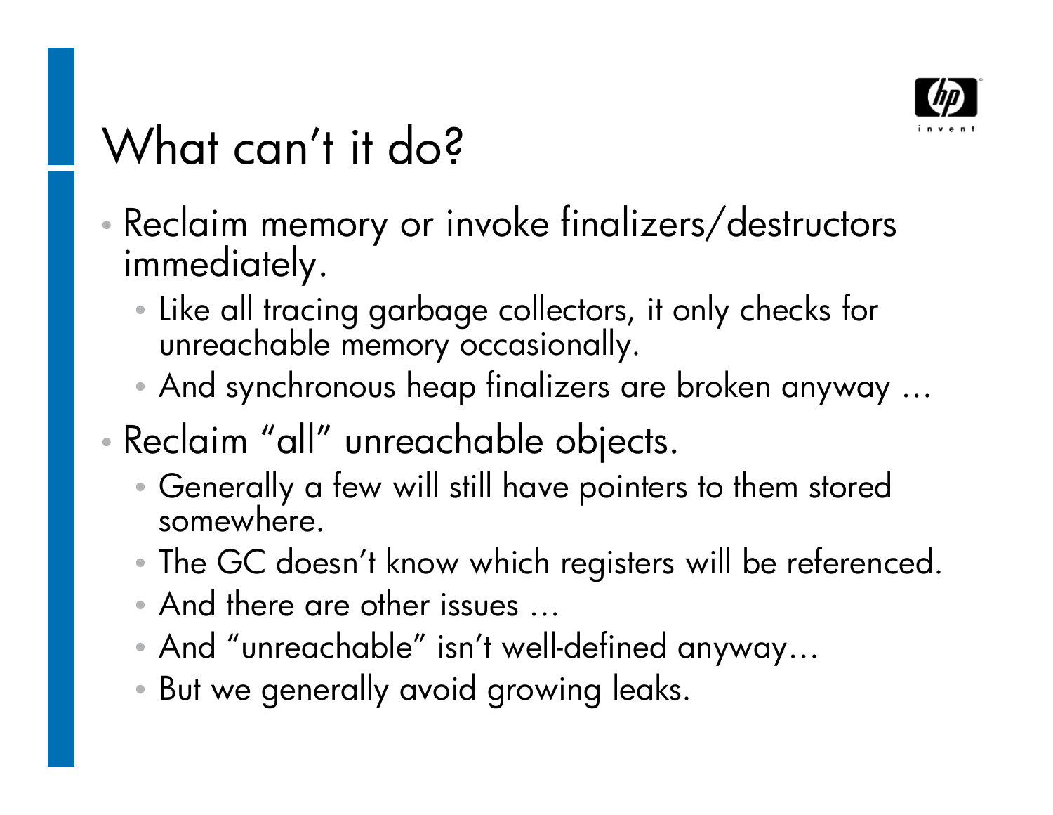# What can't it do?

- Reclaim memory or invoke finalizers/destructors immediately.
  - Like all tracing garbage collectors, it only checks for unreachable memory occasionally.
  - And synchronous heap finalizers are broken anyway …
- Reclaim "all" unreachable objects.
  - Generally a few will still have pointers to them stored somewhere.
  - The GC doesn't know which registers will be referenced.
  - And there are other issues …
  - And "unreachable" isn't well-defined anyway…
  - But we generally avoid growing leaks.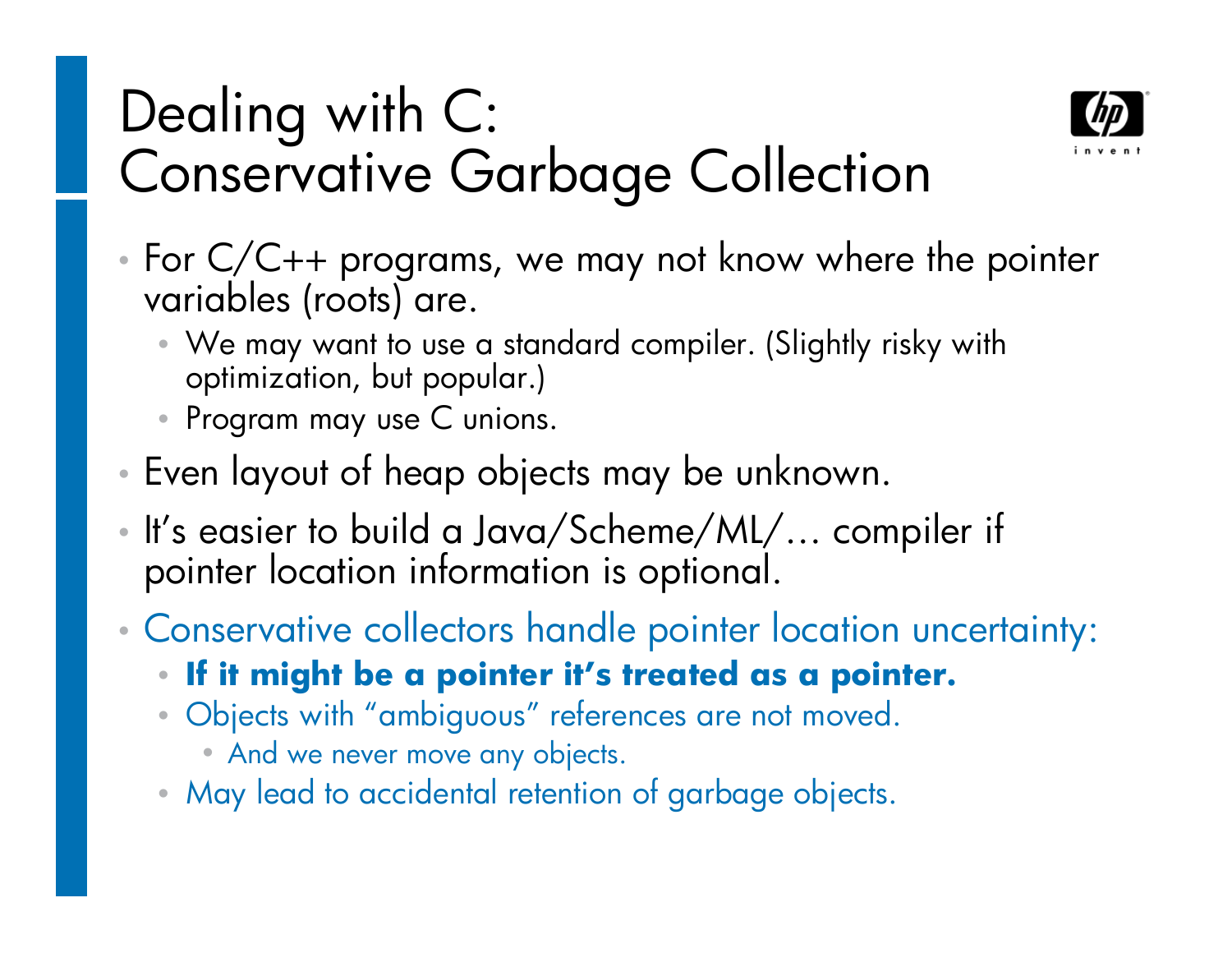# Dealing with C: Conservative Garbage Collection

- For C/C++ programs, we may not know where the pointer variables (roots) are.
  - We may want to use a standard compiler. (Slightly risky with optimization, but popular.)
  - Program may use C unions.
- Even layout of heap objects may be unknown.
- It's easier to build a Java/Scheme/ML/… compiler if pointer location information is optional.
- Conservative collectors handle pointer location uncertainty:
  - **If it might be a pointer it's treated as a pointer.**
  - Objects with "ambiguous" references are not moved.
    - And we never move any objects.
  - May lead to accidental retention of garbage objects.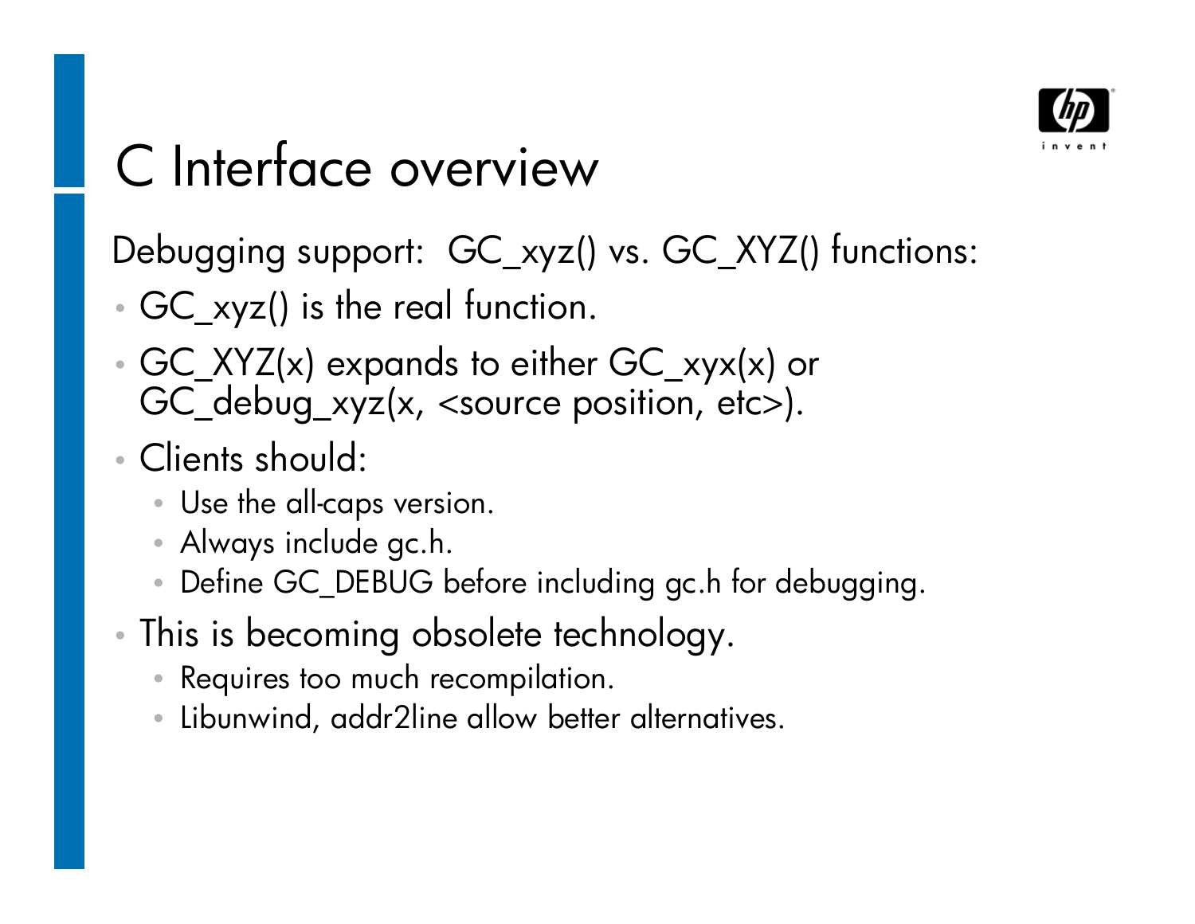# C Interface overview

Debugging support: GC_xyz() vs. GC_XYZ() functions:

- GC_xyz() is the real function.
- GC_XYZ(x) expands to either GC_xyx(x) or GC_debug_xyz(x, <source position, etc>).
- Clients should:
  - Use the all-caps version.
  - Always include gc.h.
  - Define GC_DEBUG before including gc.h for debugging.
- This is becoming obsolete technology.
  - Requires too much recompilation.
  - Libunwind, addr2line allow better alternatives.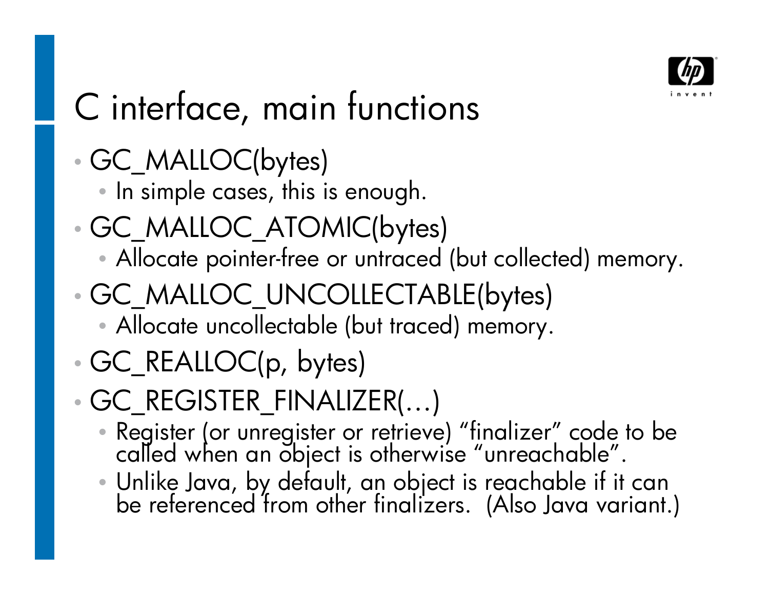# C interface, main functions

- GC_MALLOC(bytes)
  - In simple cases, this is enough.
- GC_MALLOC_ATOMIC(bytes)
  - Allocate pointer-free or untraced (but collected) memory.
- GC_MALLOC_UNCOLLECTABLE(bytes)
  - Allocate uncollectable (but traced) memory.
- GC_REALLOC(p, bytes)
- GC_REGISTER_FINALIZER(…)
  - Register (or unregister or retrieve) “finalizer” code to be called when an object is otherwise “unreachable”.
  - Unlike Java, by default, an object is reachable if it can be referenced from other finalizers. (Also Java variant.)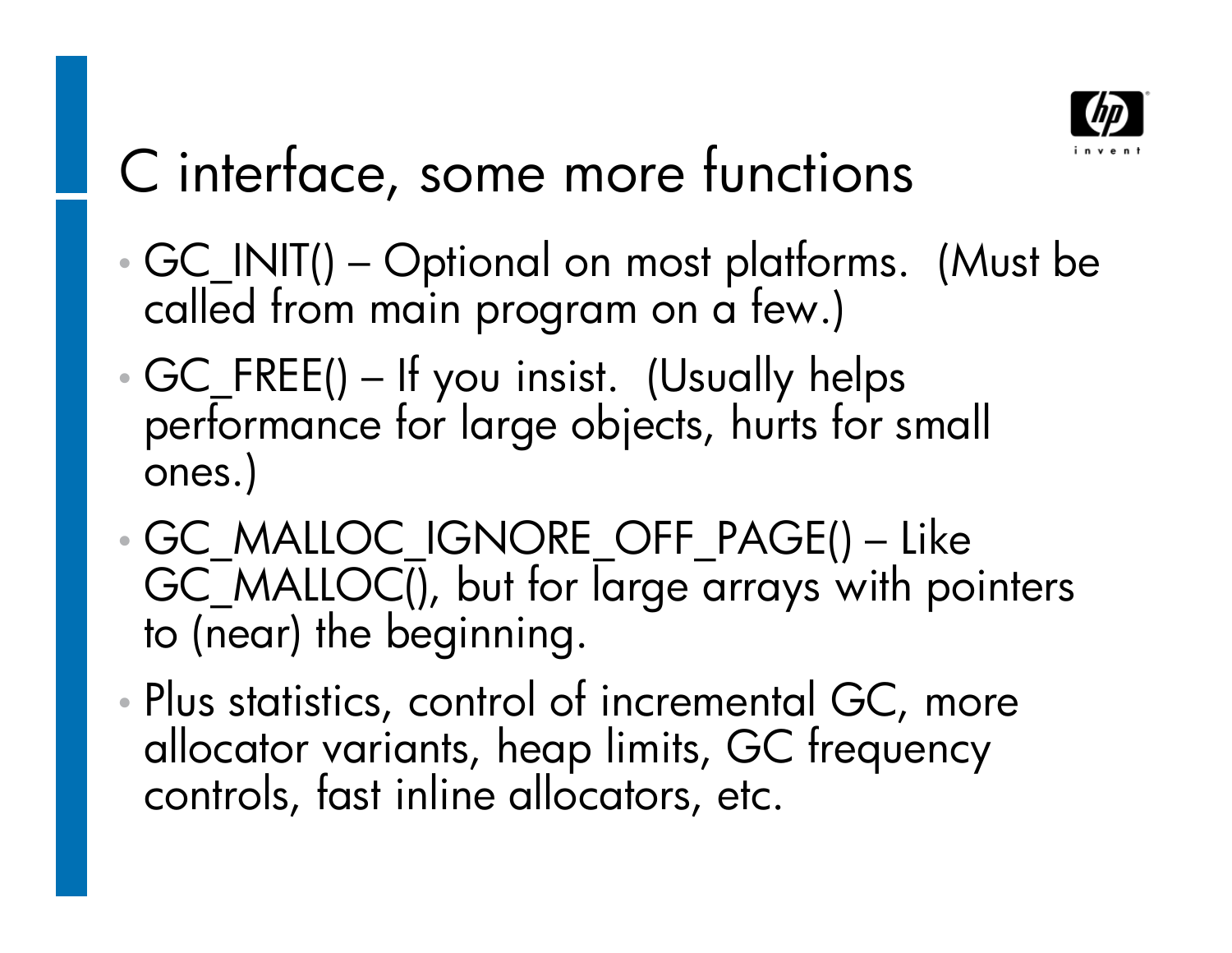# C interface, some more functions

- GC_INIT() – Optional on most platforms. (Must be called from main program on a few.)
- GC_FREE() – If you insist. (Usually helps performance for large objects, hurts for small ones.)
- GC_MALLOC_IGNORE_OFF_PAGE() – Like GC_MALLOC(), but for large arrays with pointers to (near) the beginning.
- Plus statistics, control of incremental GC, more allocator variants, heap limits, GC frequency controls, fast inline allocators, etc.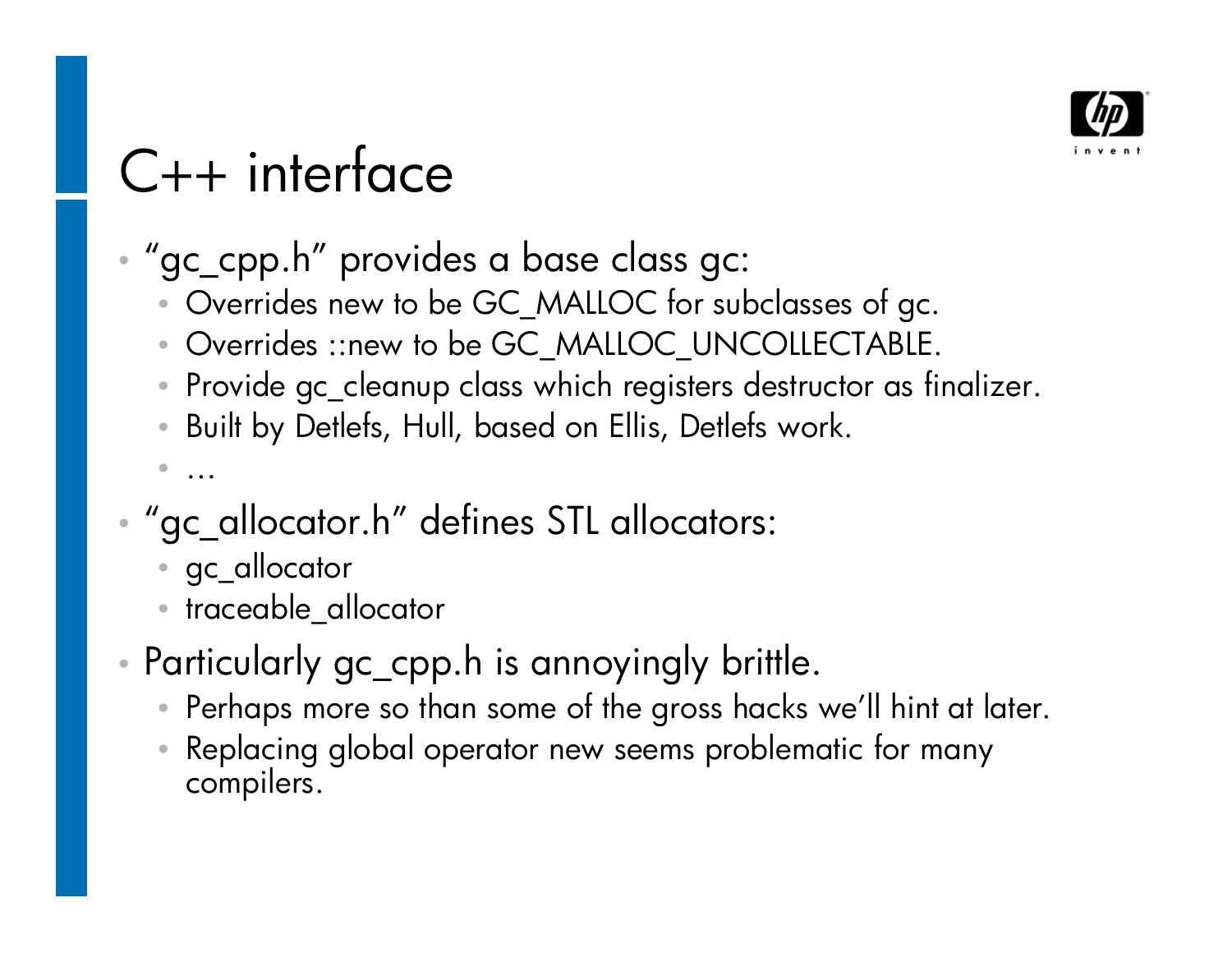# C++ interface

- "gc_cpp.h" provides a base class gc:
  - Overrides new to be GC_MALLOC for subclasses of gc.
  - Overrides ::new to be GC_MALLOC_UNCOLLECTABLE.
  - Provide gc_cleanup class which registers destructor as finalizer.
  - Built by Detlefs, Hull, based on Ellis, Detlefs work.
  - …
- "gc_allocator.h" defines STL allocators:
  - gc_allocator
  - traceable_allocator
- Particularly gc_cpp.h is annoyingly brittle.
  - Perhaps more so than some of the gross hacks we'll hint at later.
  - Replacing global operator new seems problematic for many compilers.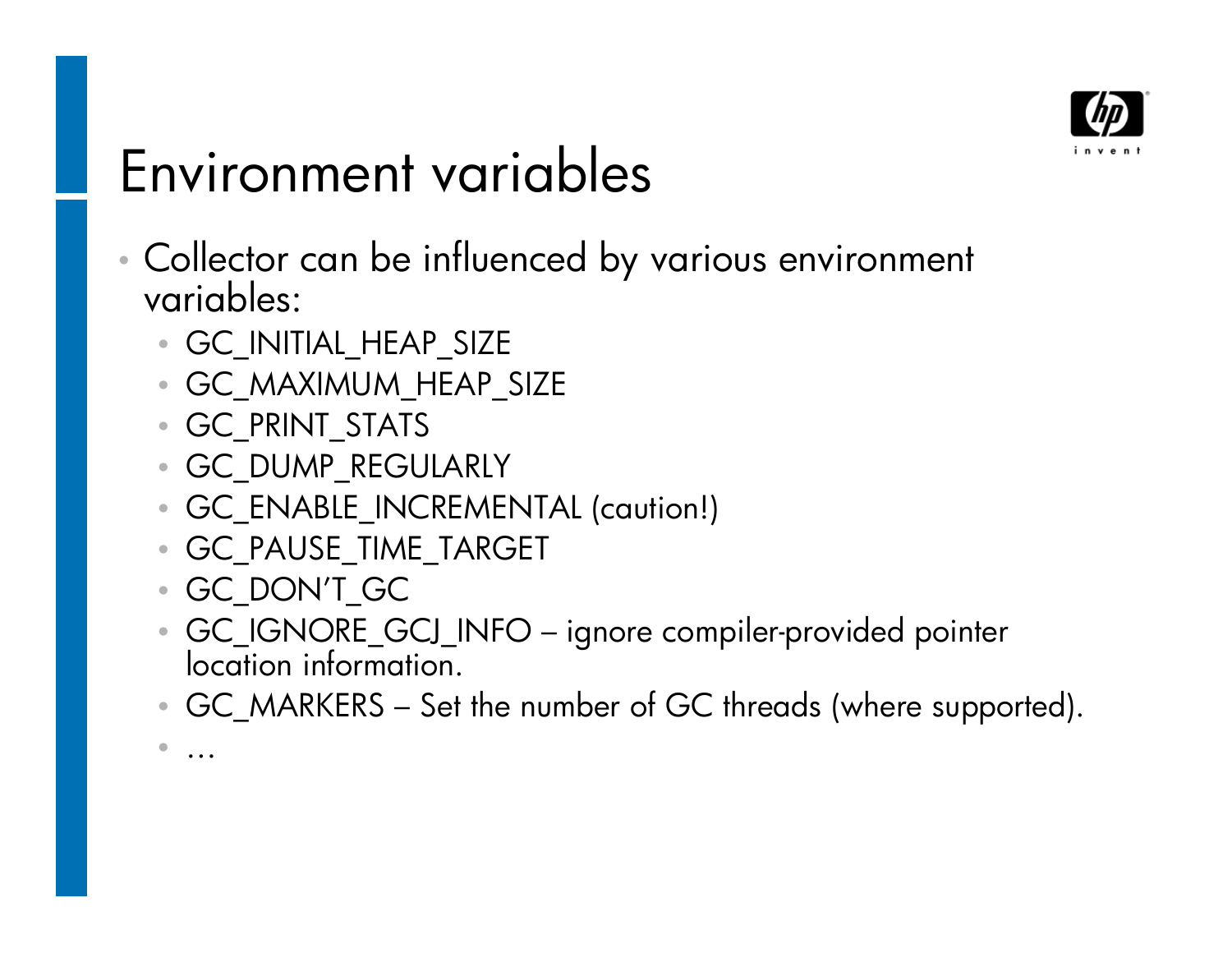# Environment variables

- Collector can be influenced by various environment variables:
  - GC_INITIAL_HEAP_SIZE
  - GC_MAXIMUM_HEAP_SIZE
  - GC_PRINT_STATS
  - GC_DUMP_REGULARLY
  - GC_ENABLE_INCREMENTAL (caution!)
  - GC_PAUSE_TIME_TARGET
  - GC_DON'T_GC
  - GC_IGNORE_GCJ_INFO – ignore compiler-provided pointer location information.
  - GC_MARKERS – Set the number of GC threads (where supported).
  - …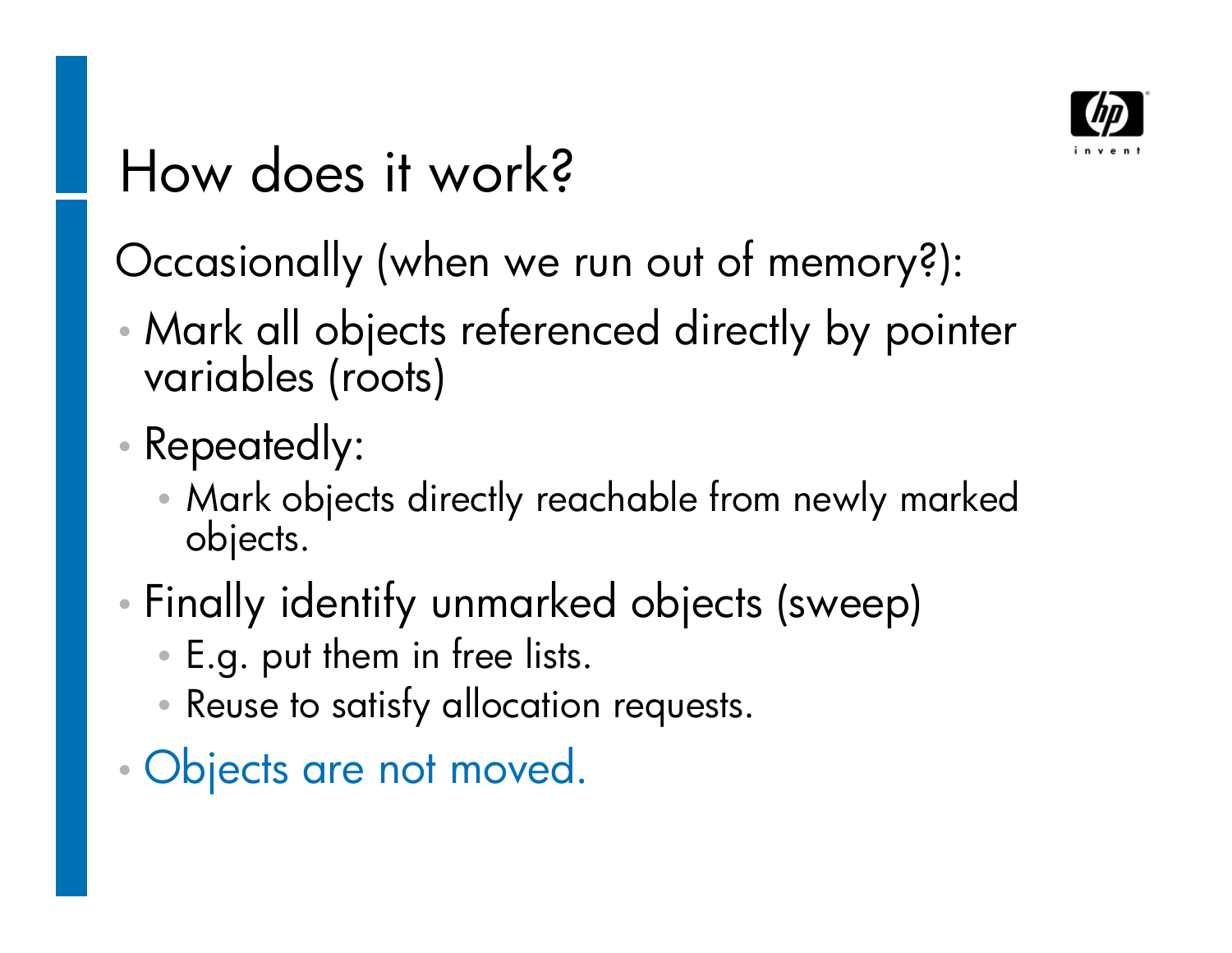# How does it work?

Occasionally (when we run out of memory?):

- Mark all objects referenced directly by pointer variables (roots)
- Repeatedly:
  - Mark objects directly reachable from newly marked objects.
- Finally identify unmarked objects (sweep)
  - E.g. put them in free lists.
  - Reuse to satisfy allocation requests.
- Objects are not moved.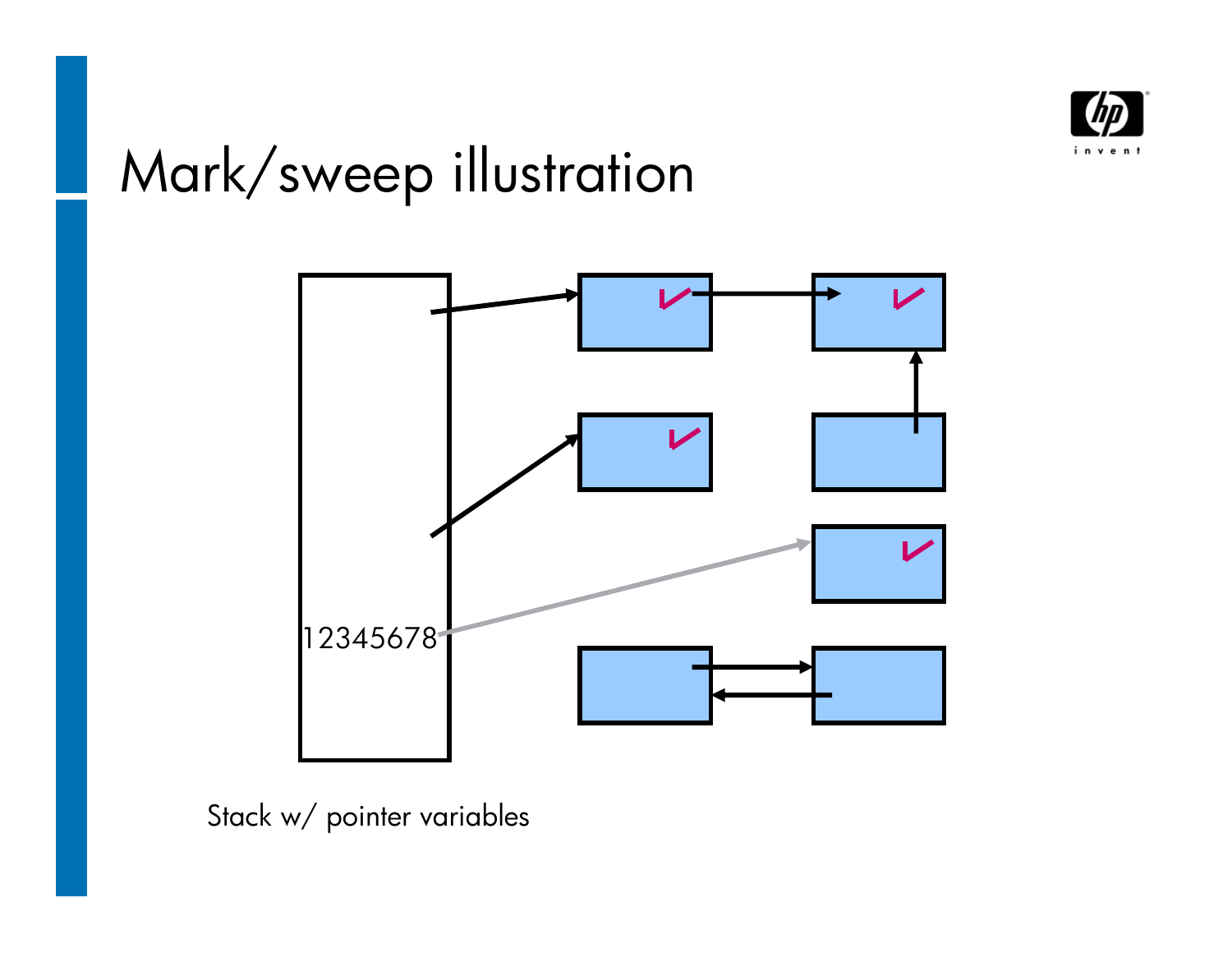# Mark/sweep illustration

12345678

Stack w/ pointer variables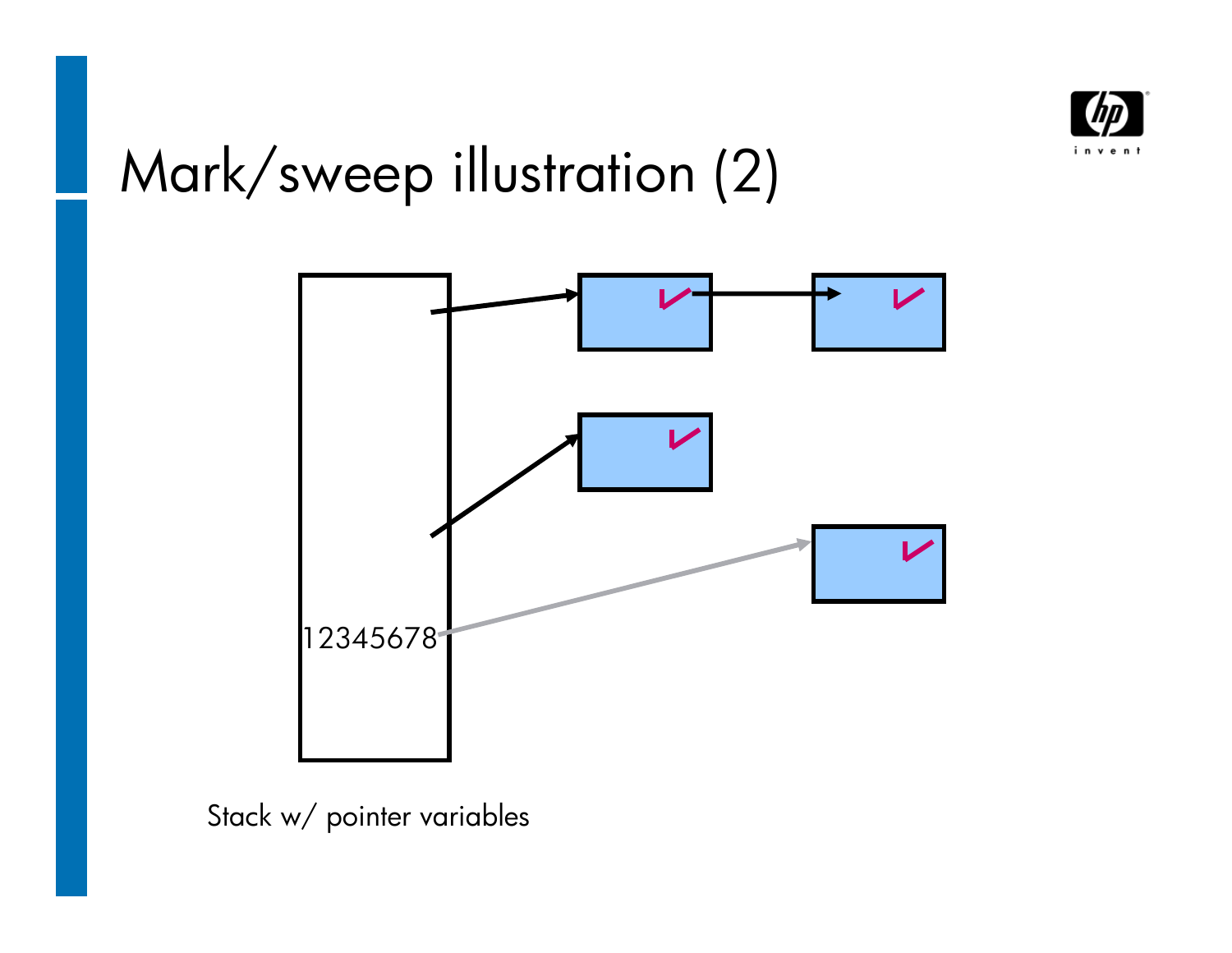# Mark/sweep illustration (2)

12345678

Stack w/ pointer variables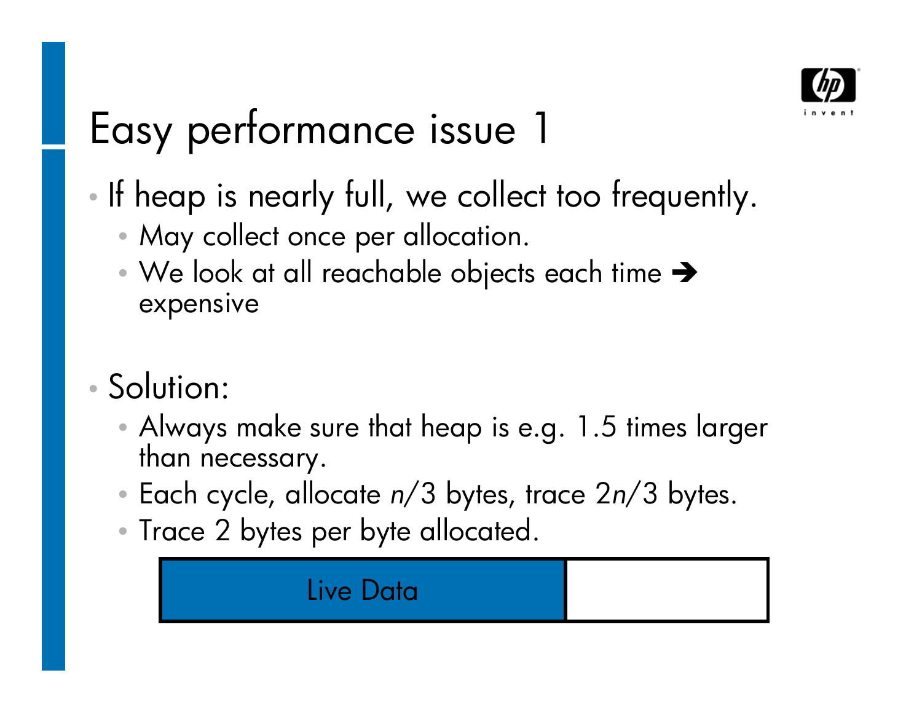# Easy performance issue 1

- If heap is nearly full, we collect too frequently.
  - May collect once per allocation.
  - We look at all reachable objects each time ➔ expensive

- Solution:
  - Always make sure that heap is e.g. 1.5 times larger than necessary.
  - Each cycle, allocate $n/3$ bytes, trace $2n/3$ bytes.
  - Trace 2 bytes per byte allocated.

| Live Data | |
|---|---|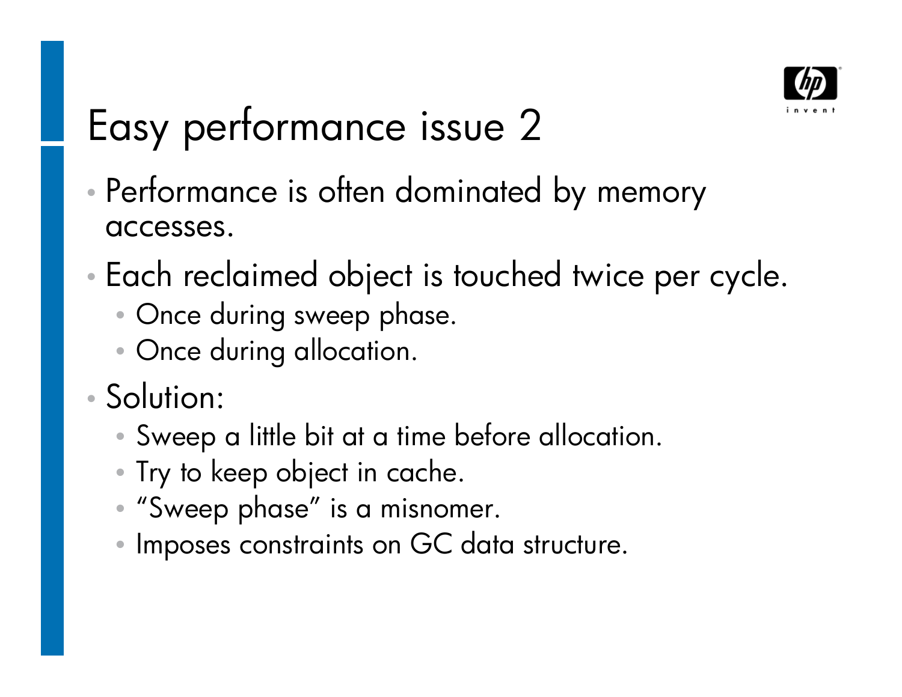# Easy performance issue 2

- Performance is often dominated by memory accesses.
- Each reclaimed object is touched twice per cycle.
  - Once during sweep phase.
  - Once during allocation.
- Solution:
  - Sweep a little bit at a time before allocation.
  - Try to keep object in cache.
  - “Sweep phase” is a misnomer.
  - Imposes constraints on GC data structure.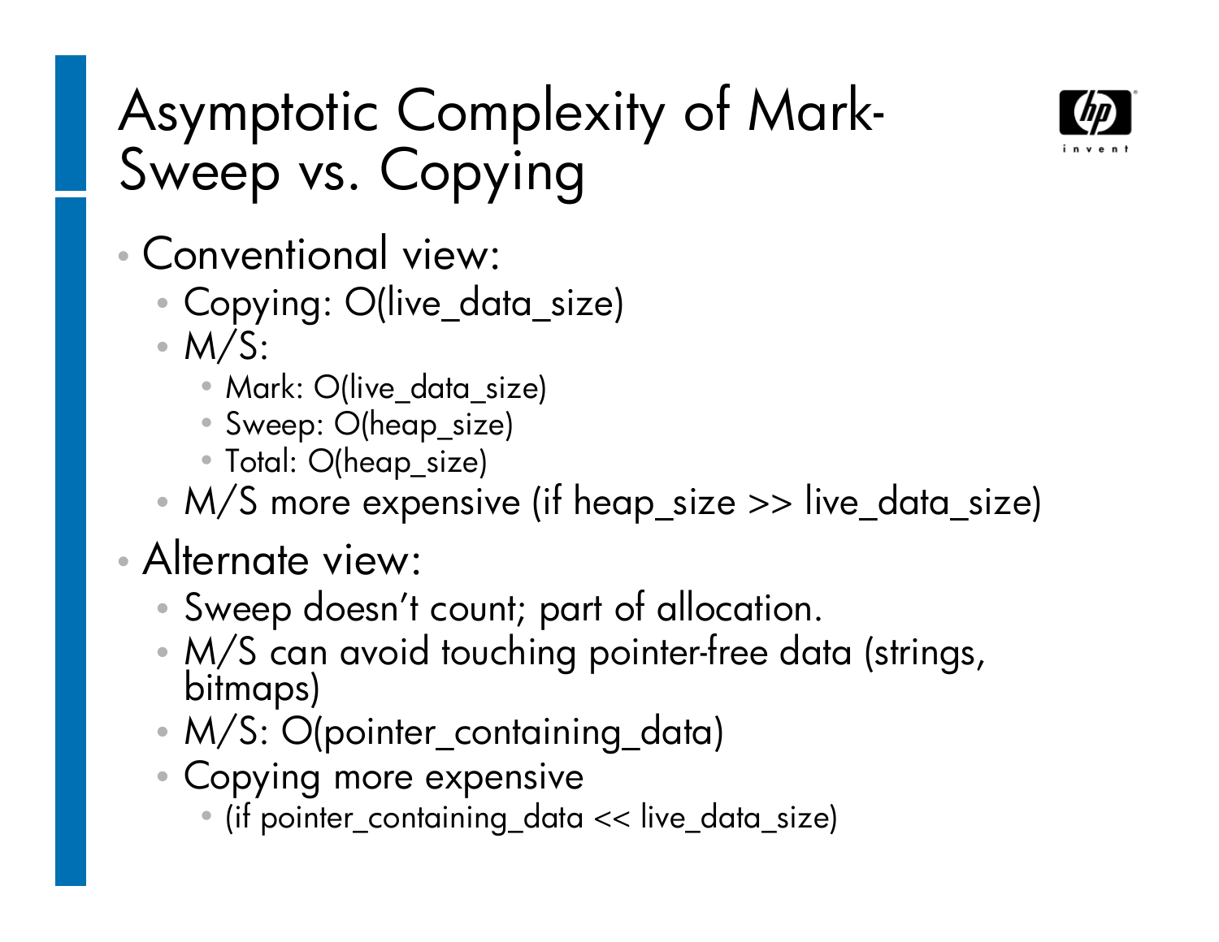# Asymptotic Complexity of Mark-Sweep vs. Copying

- Conventional view:
  - Copying: O(live_data_size)
  - M/S:
    - Mark: O(live_data_size)
    - Sweep: O(heap_size)
    - Total: O(heap_size)
  - M/S more expensive (if heap_size >> live_data_size)
- Alternate view:
  - Sweep doesn't count; part of allocation.
  - M/S can avoid touching pointer-free data (strings, bitmaps)
  - M/S: O(pointer_containing_data)
  - Copying more expensive
    - (if pointer_containing_data << live_data_size)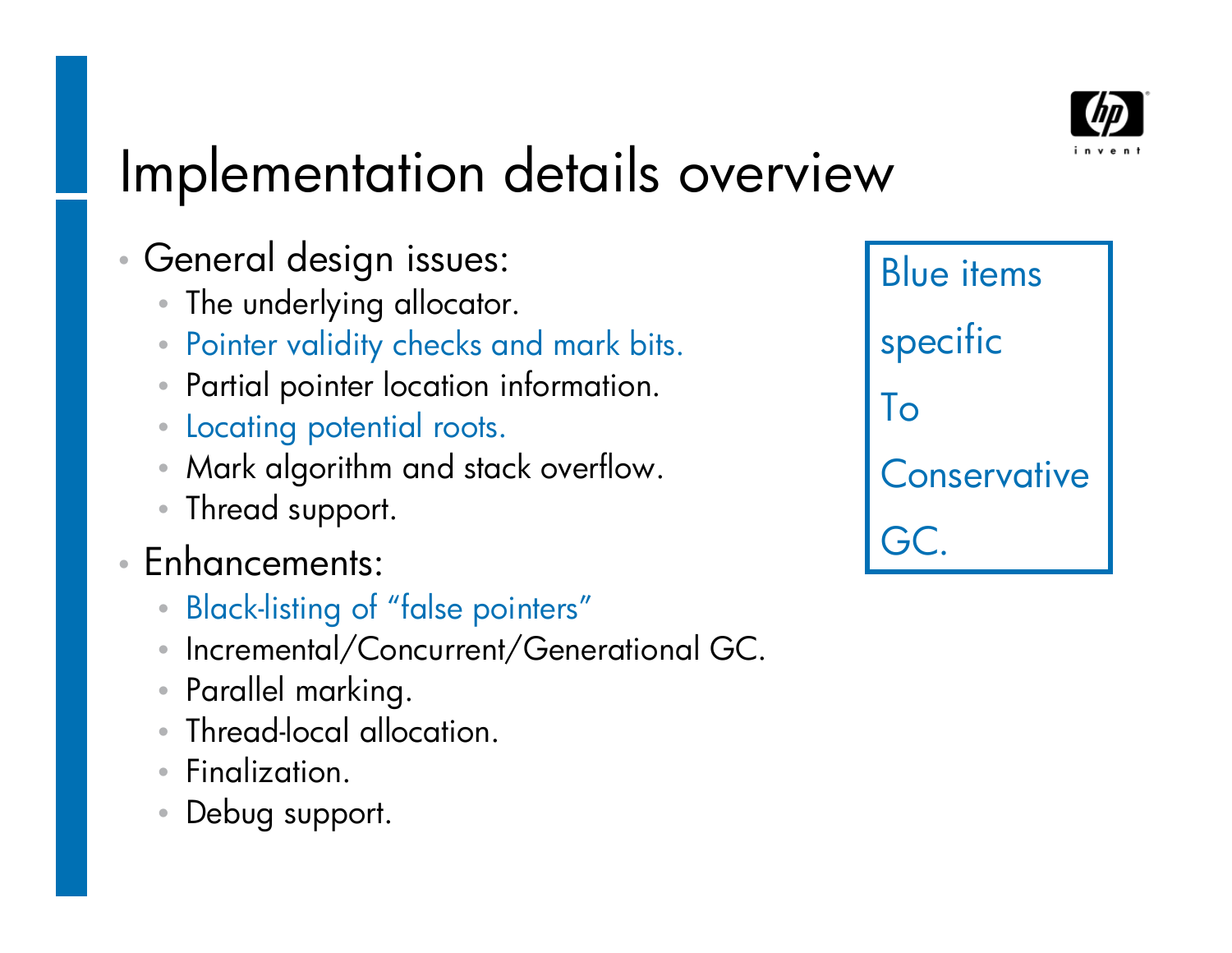# Implementation details overview

- General design issues:
  - The underlying allocator.
  - Pointer validity checks and mark bits.
  - Partial pointer location information.
  - Locating potential roots.
  - Mark algorithm and stack overflow.
  - Thread support.
- Enhancements:
  - Black-listing of "false pointers"
  - Incremental/Concurrent/Generational GC.
  - Parallel marking.
  - Thread-local allocation.
  - Finalization.
  - Debug support.

Blue items specific To Conservative GC.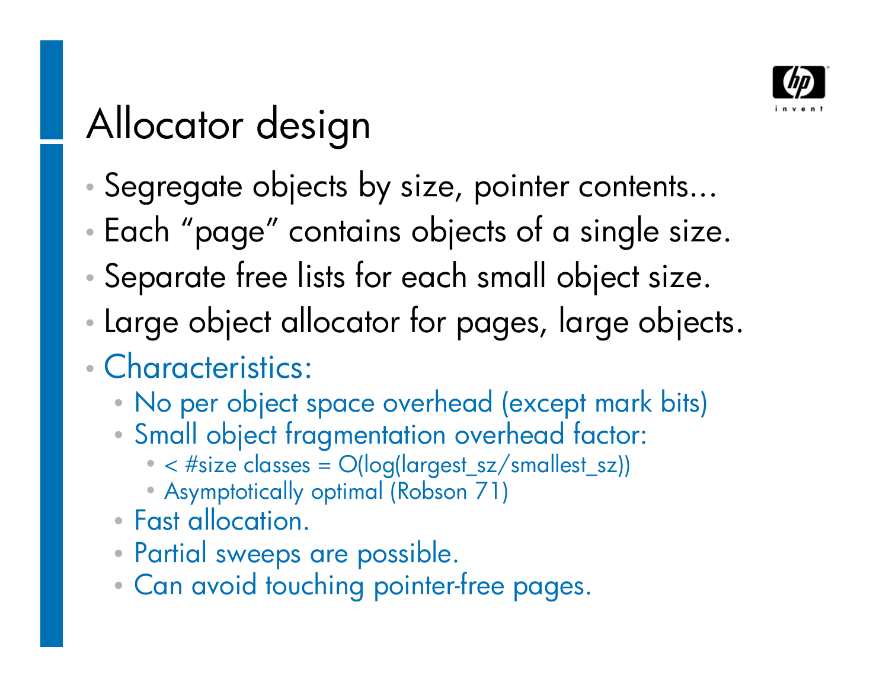# Allocator design

- Segregate objects by size, pointer contents...
- Each “page” contains objects of a single size.
- Separate free lists for each small object size.
- Large object allocator for pages, large objects.
- Characteristics:
  - No per object space overhead (except mark bits)
  - Small object fragmentation overhead factor:
    - < #size classes = O(log(largest_sz/smallest_sz))
    - Asymptotically optimal (Robson 71)
  - Fast allocation.
  - Partial sweeps are possible.
  - Can avoid touching pointer-free pages.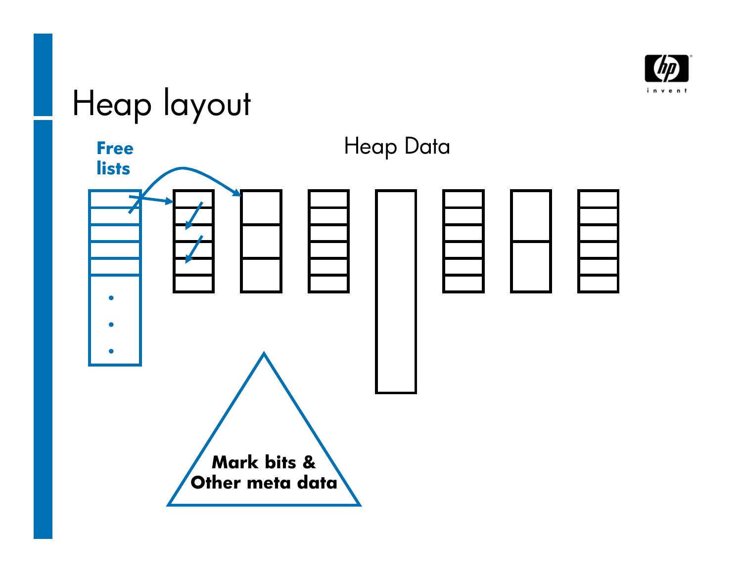# Heap layout

Free lists

Heap Data

Mark bits & Other meta data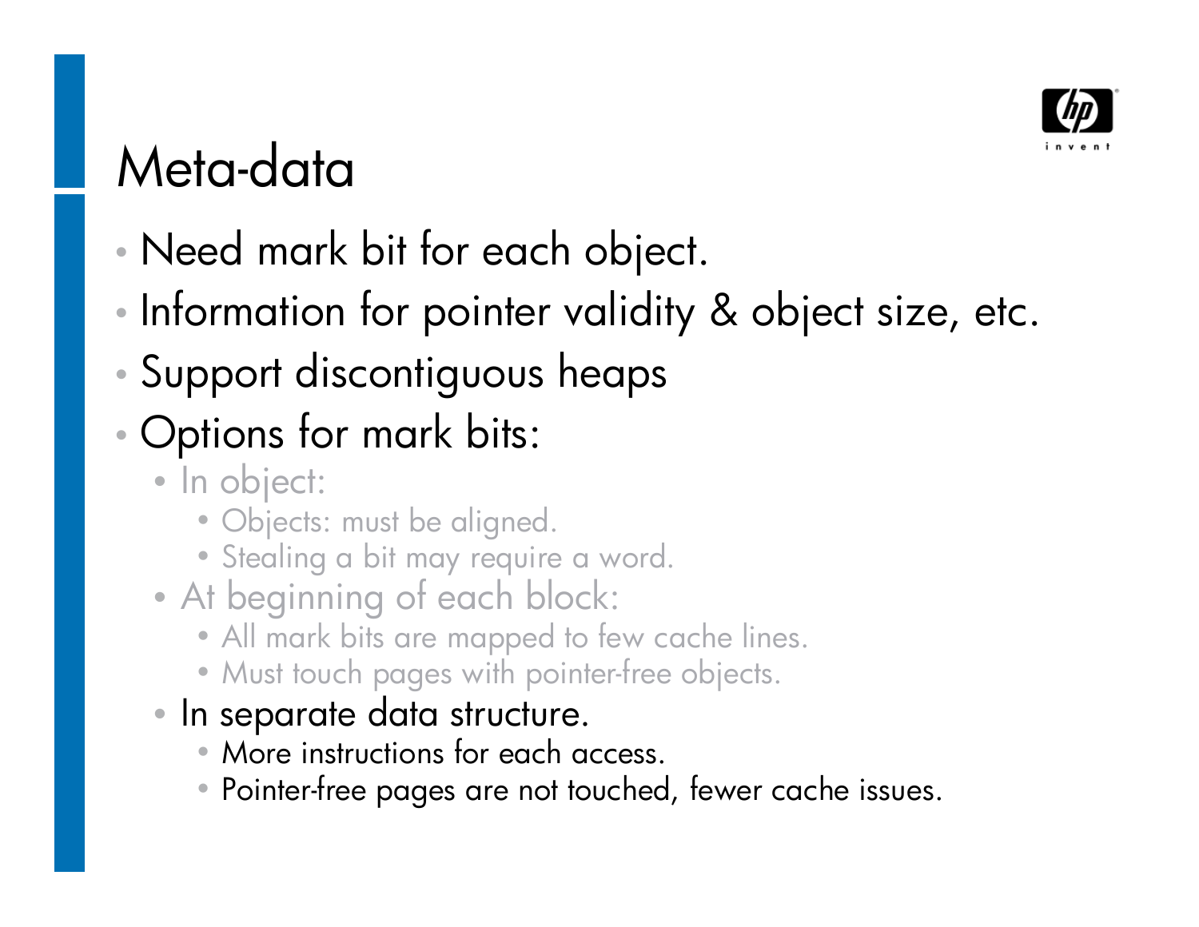# Meta-data

- Need mark bit for each object.
- Information for pointer validity & object size, etc.
- Support discontiguous heaps
- Options for mark bits:
  - In object:
    - Objects: must be aligned.
    - Stealing a bit may require a word.
  - At beginning of each block:
    - All mark bits are mapped to few cache lines.
    - Must touch pages with pointer-free objects.
  - In separate data structure.
    - More instructions for each access.
    - Pointer-free pages are not touched, fewer cache issues.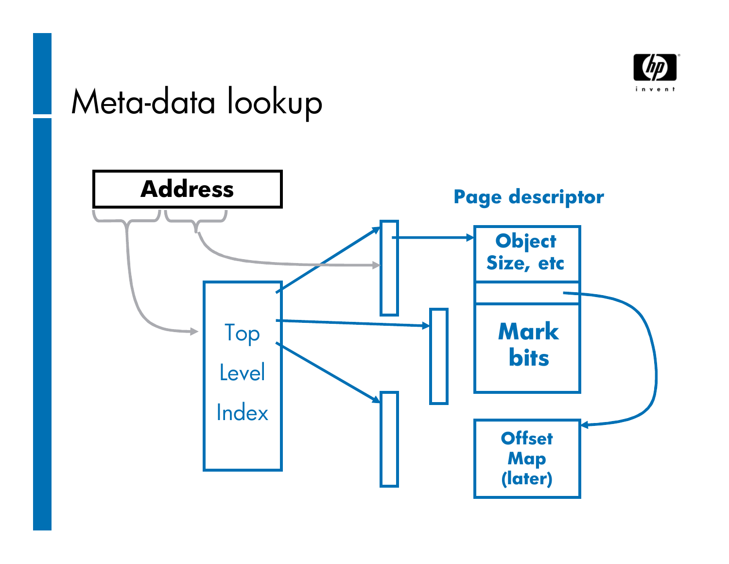# Meta-data lookup

Address

Top Level Index

Page descriptor

Object Size, etc

Mark bits

Offset Map (later)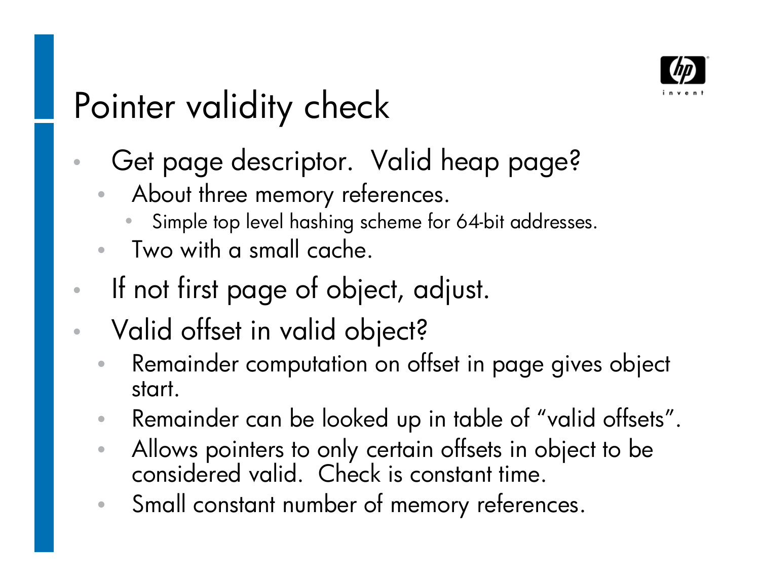# Pointer validity check

- Get page descriptor. Valid heap page?
  - About three memory references.
    - Simple top level hashing scheme for 64-bit addresses.
  - Two with a small cache.
- If not first page of object, adjust.
- Valid offset in valid object?
  - Remainder computation on offset in page gives object start.
  - Remainder can be looked up in table of “valid offsets”.
  - Allows pointers to only certain offsets in object to be considered valid. Check is constant time.
  - Small constant number of memory references.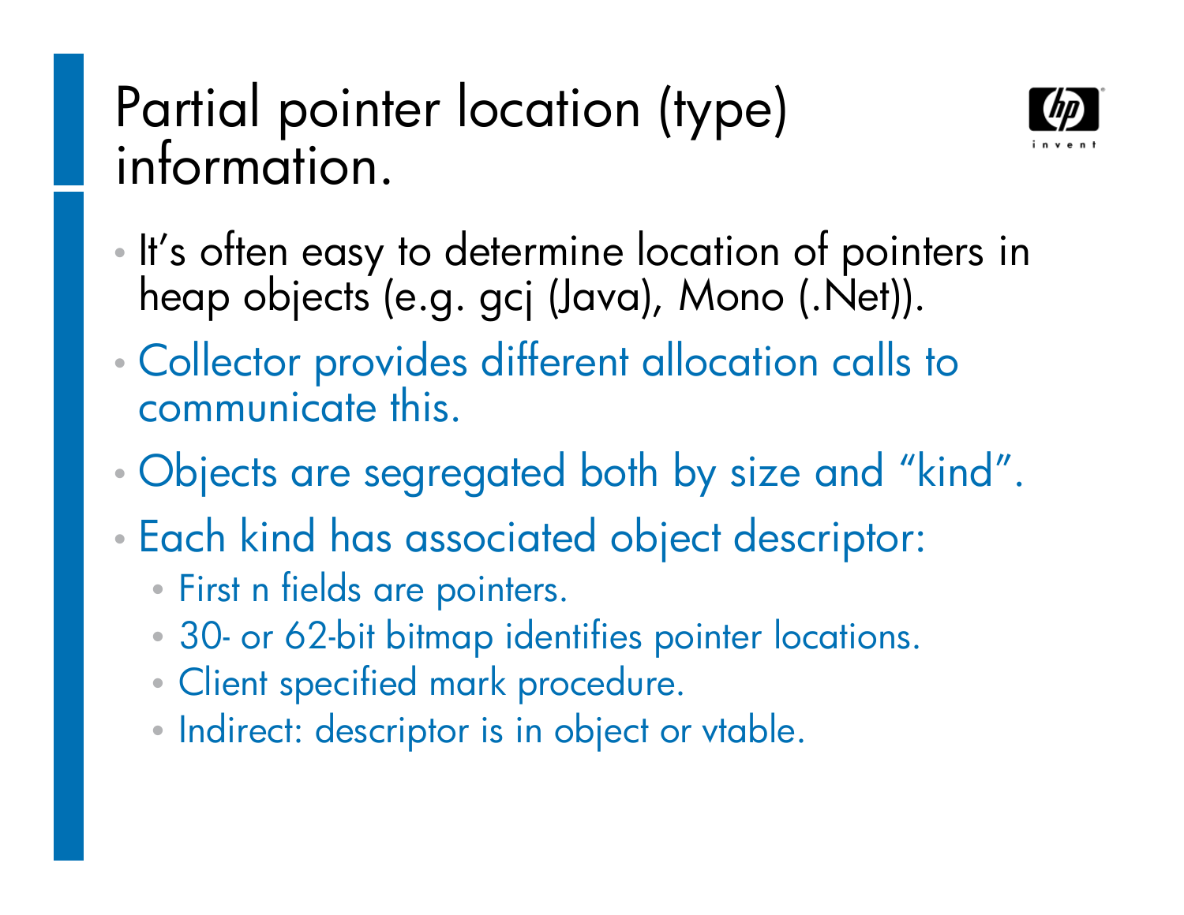# Partial pointer location (type) information.

- It's often easy to determine location of pointers in heap objects (e.g. gcj (Java), Mono (.Net)).
- Collector provides different allocation calls to communicate this.
- Objects are segregated both by size and "kind".
- Each kind has associated object descriptor:
  - First n fields are pointers.
  - 30- or 62-bit bitmap identifies pointer locations.
  - Client specified mark procedure.
  - Indirect: descriptor is in object or vtable.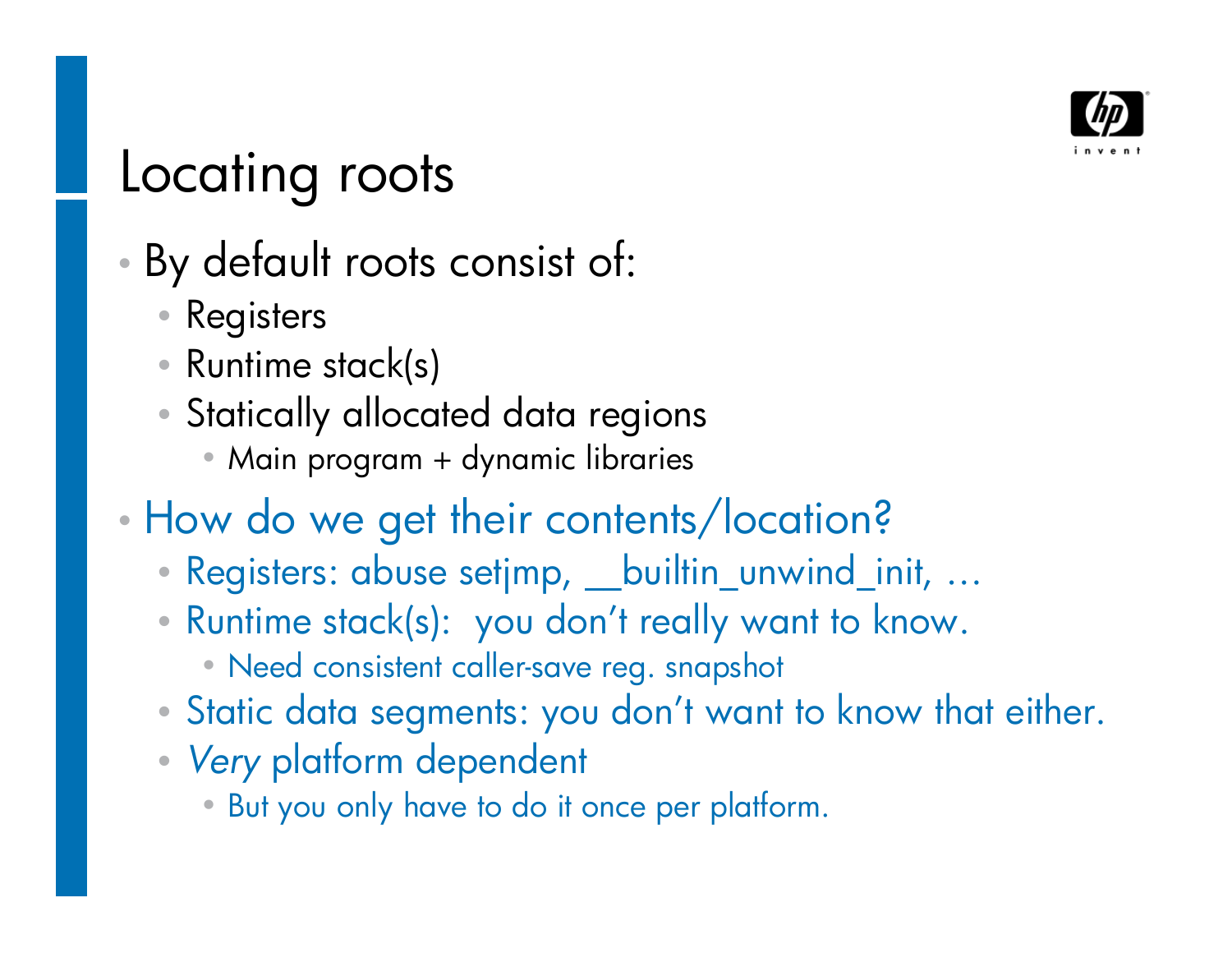# Locating roots

- By default roots consist of:
  - Registers
  - Runtime stack(s)
  - Statically allocated data regions
    - Main program + dynamic libraries
- How do we get their contents/location?
  - Registers: abuse setjmp, __builtin_unwind_init, …
  - Runtime stack(s): you don't really want to know.
    - Need consistent caller-save reg. snapshot
  - Static data segments: you don't want to know that either.
  - *Very* platform dependent
    - But you only have to do it once per platform.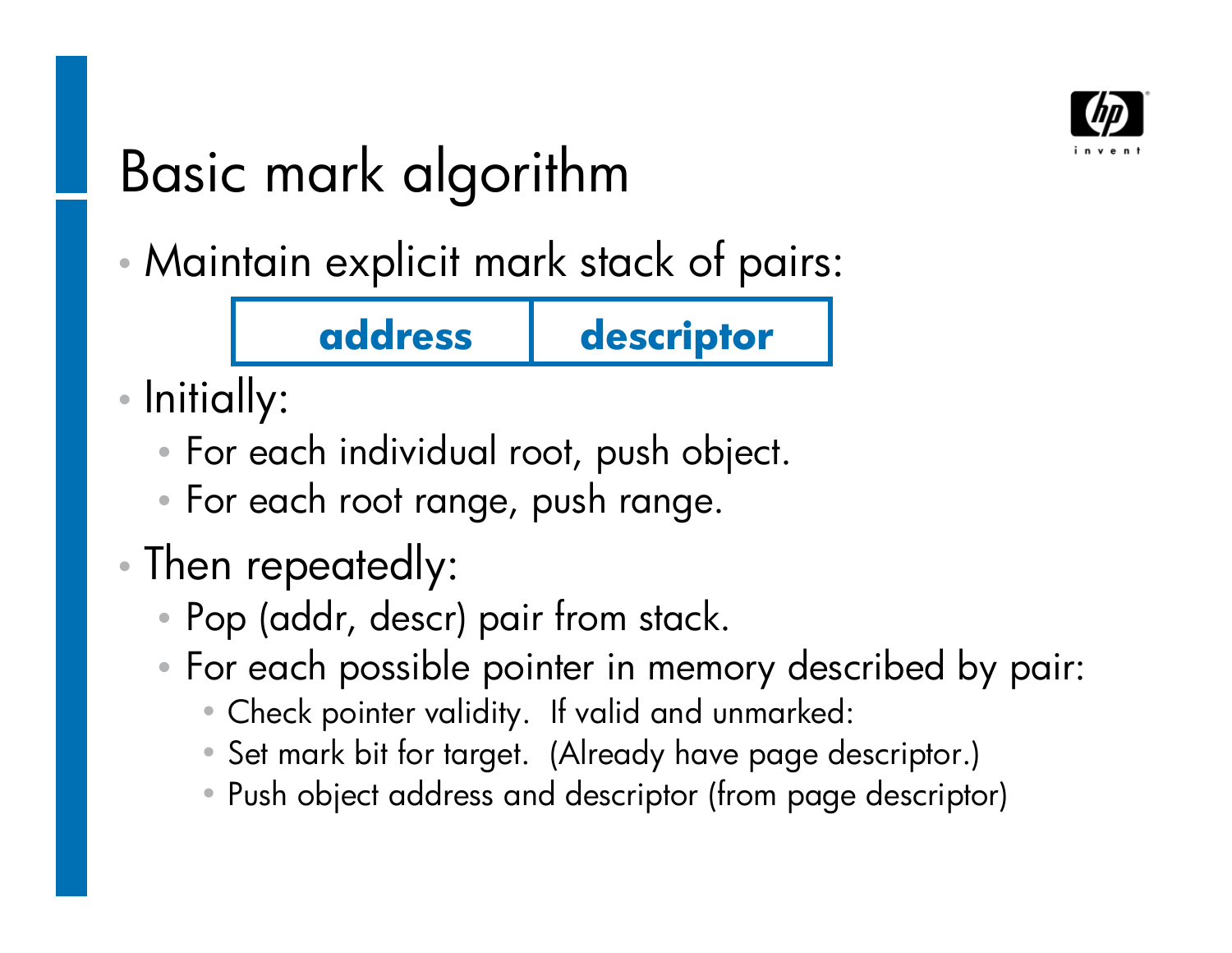# Basic mark algorithm

- Maintain explicit mark stack of pairs:

| address | descriptor |
|---|---|

- Initially:
  - For each individual root, push object.
  - For each root range, push range.
- Then repeatedly:
  - Pop (addr, descr) pair from stack.
  - For each possible pointer in memory described by pair:
    - Check pointer validity. If valid and unmarked:
    - Set mark bit for target. (Already have page descriptor.)
    - Push object address and descriptor (from page descriptor)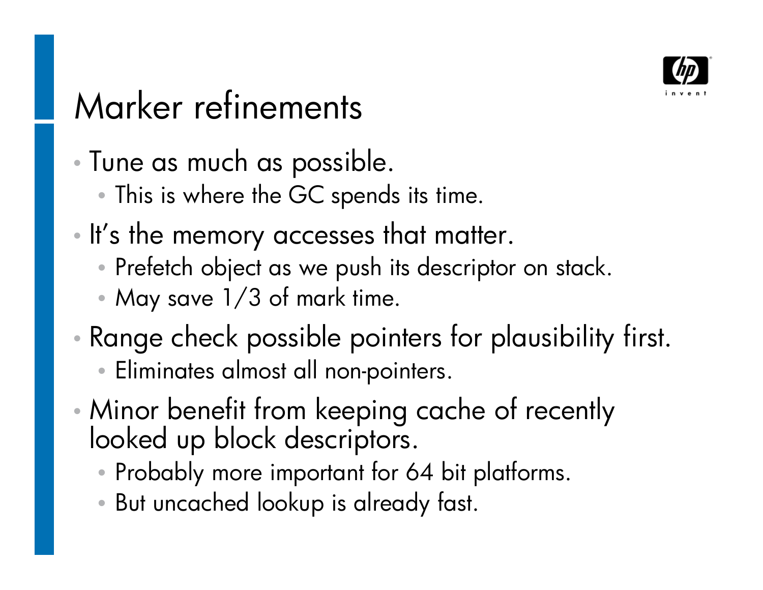# Marker refinements

- Tune as much as possible.
  - This is where the GC spends its time.
- It's the memory accesses that matter.
  - Prefetch object as we push its descriptor on stack.
  - May save 1/3 of mark time.
- Range check possible pointers for plausibility first.
  - Eliminates almost all non-pointers.
- Minor benefit from keeping cache of recently looked up block descriptors.
  - Probably more important for 64 bit platforms.
  - But uncached lookup is already fast.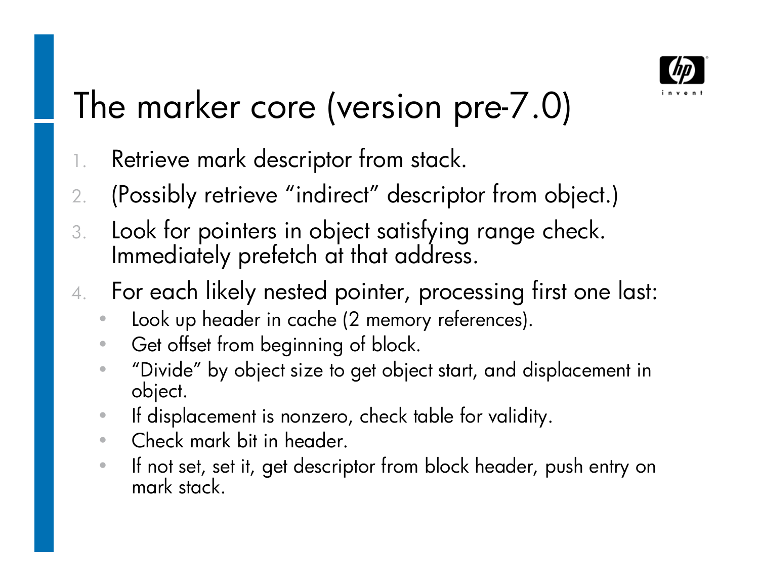# The marker core (version pre-7.0)

1. Retrieve mark descriptor from stack.
2. (Possibly retrieve "indirect" descriptor from object.)
3. Look for pointers in object satisfying range check. Immediately prefetch at that address.
4. For each likely nested pointer, processing first one last:
   - Look up header in cache (2 memory references).
   - Get offset from beginning of block.
   - "Divide" by object size to get object start, and displacement in object.
   - If displacement is nonzero, check table for validity.
   - Check mark bit in header.
   - If not set, set it, get descriptor from block header, push entry on mark stack.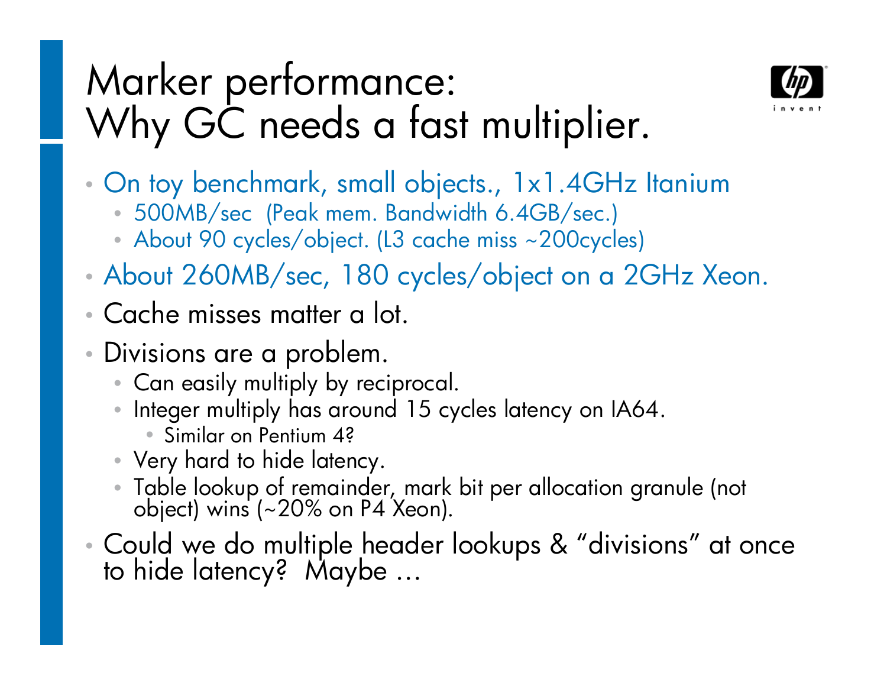# Marker performance: Why GC needs a fast multiplier.

- On toy benchmark, small objects., 1x1.4GHz Itanium
  - 500MB/sec (Peak mem. Bandwidth 6.4GB/sec.)
  - About 90 cycles/object. (L3 cache miss ~200cycles)
- About 260MB/sec, 180 cycles/object on a 2GHz Xeon.
- Cache misses matter a lot.
- Divisions are a problem.
  - Can easily multiply by reciprocal.
  - Integer multiply has around 15 cycles latency on IA64.
    - Similar on Pentium 4?
  - Very hard to hide latency.
  - Table lookup of remainder, mark bit per allocation granule (not object) wins (~20% on P4 Xeon).
- Could we do multiple header lookups & "divisions" at once to hide latency? Maybe …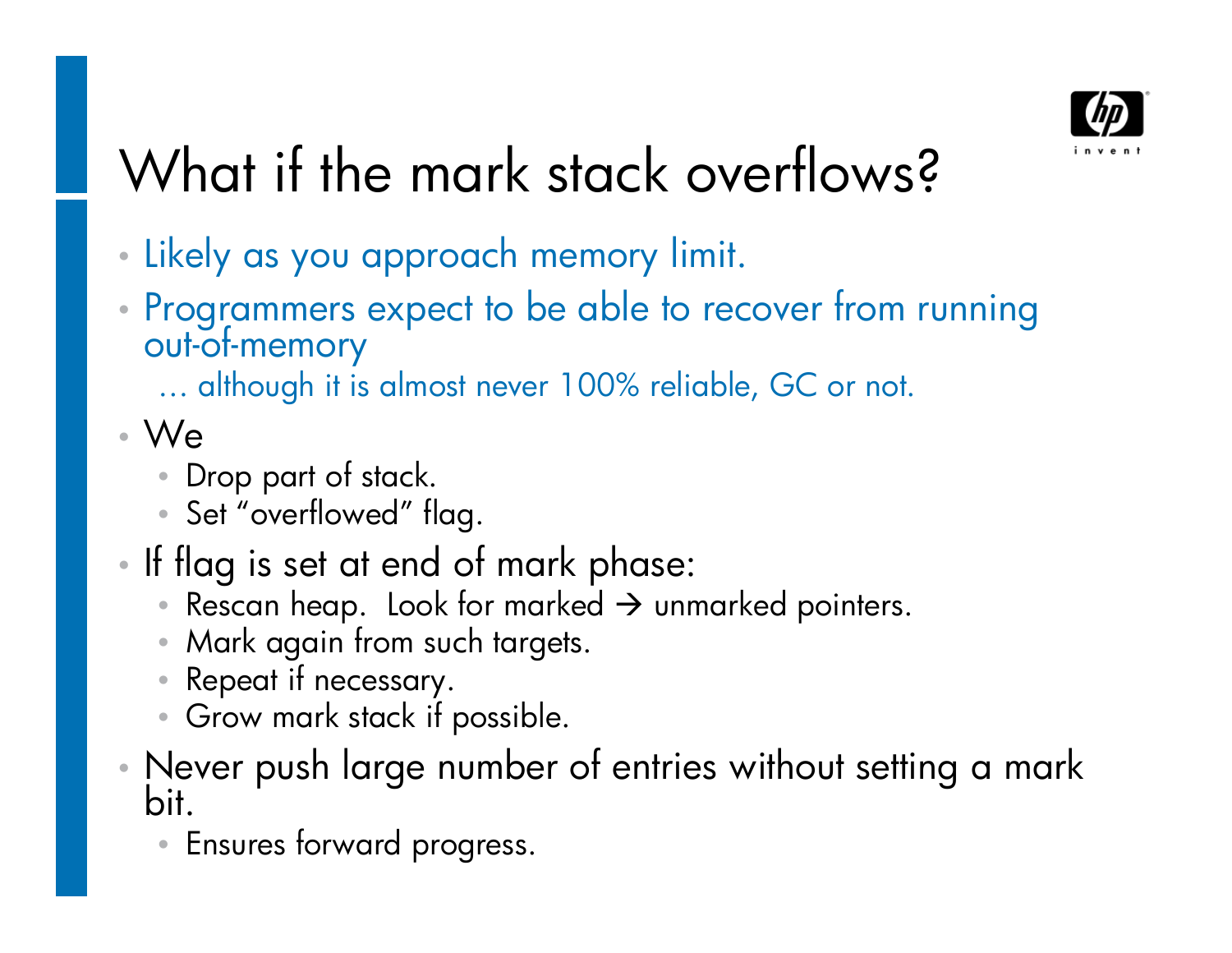# What if the mark stack overflows?

- Likely as you approach memory limit.
- Programmers expect to be able to recover from running out-of-memory

  … although it is almost never 100% reliable, GC or not.
- We
  - Drop part of stack.
  - Set "overflowed" flag.
- If flag is set at end of mark phase:
  - Rescan heap. Look for marked → unmarked pointers.
  - Mark again from such targets.
  - Repeat if necessary.
  - Grow mark stack if possible.
- Never push large number of entries without setting a mark bit.
  - Ensures forward progress.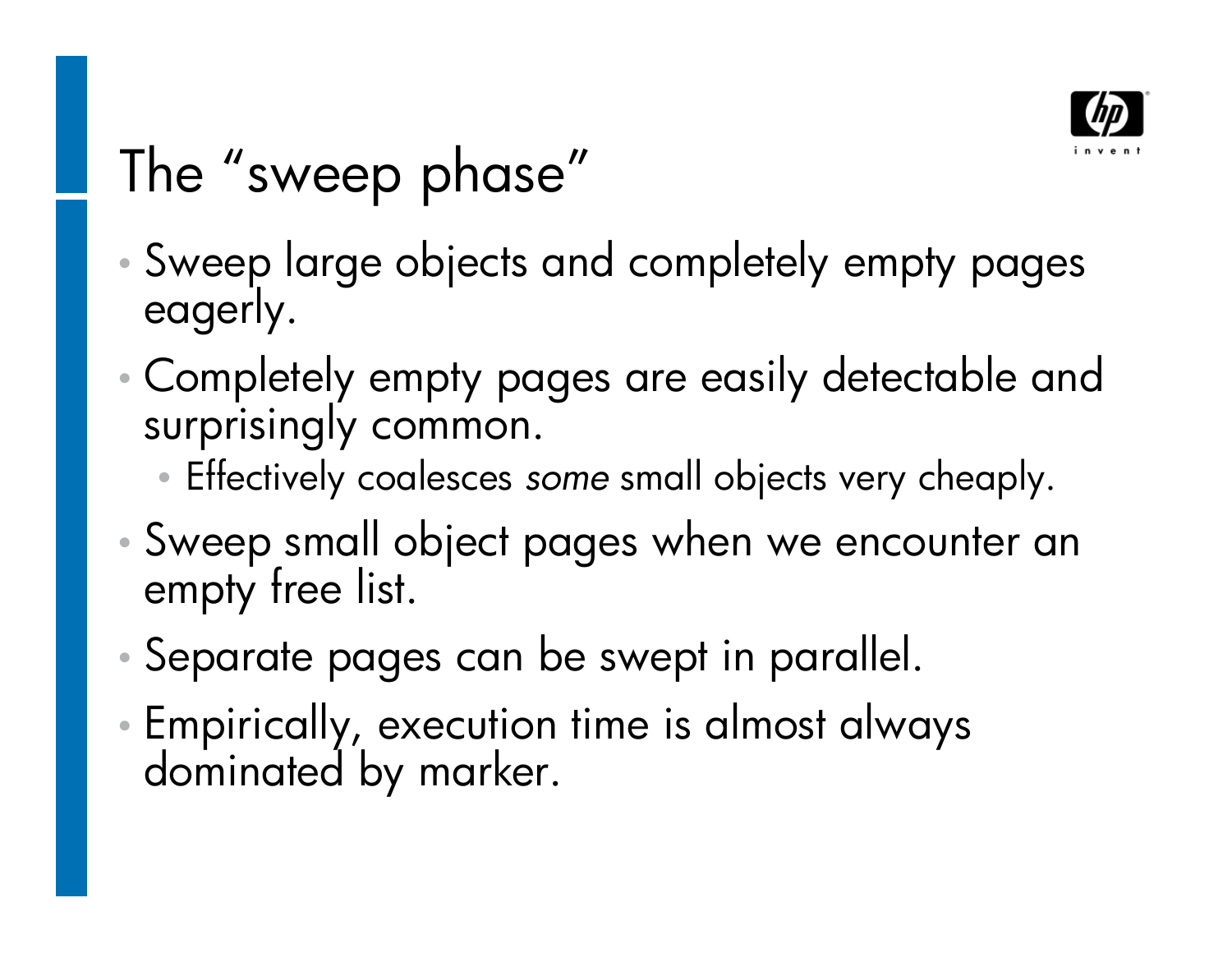# The "sweep phase"

- Sweep large objects and completely empty pages eagerly.
- Completely empty pages are easily detectable and surprisingly common.
  - Effectively coalesces *some* small objects very cheaply.
- Sweep small object pages when we encounter an empty free list.
- Separate pages can be swept in parallel.
- Empirically, execution time is almost always dominated by marker.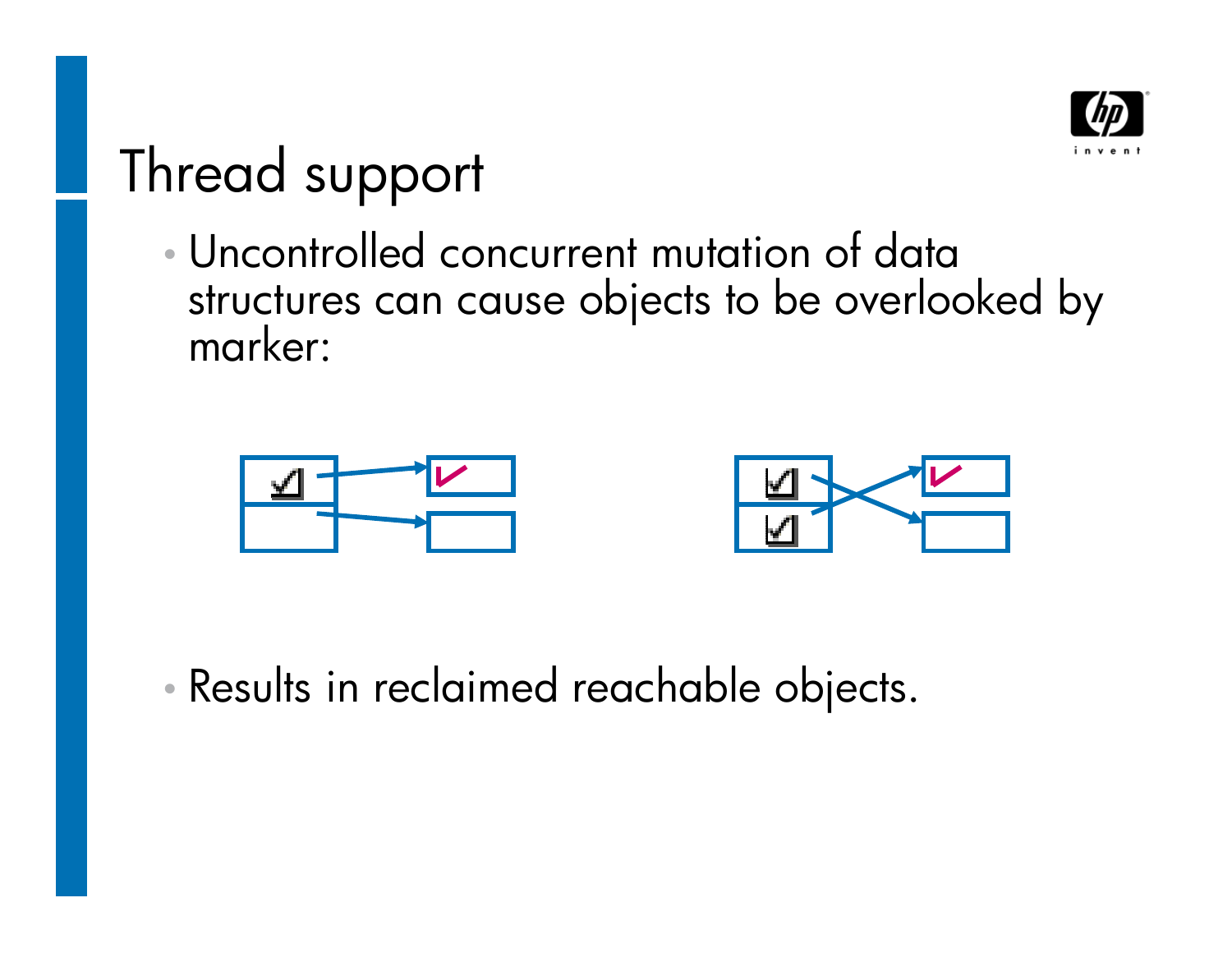# Thread support

- Uncontrolled concurrent mutation of data structures can cause objects to be overlooked by marker:

- Results in reclaimed reachable objects.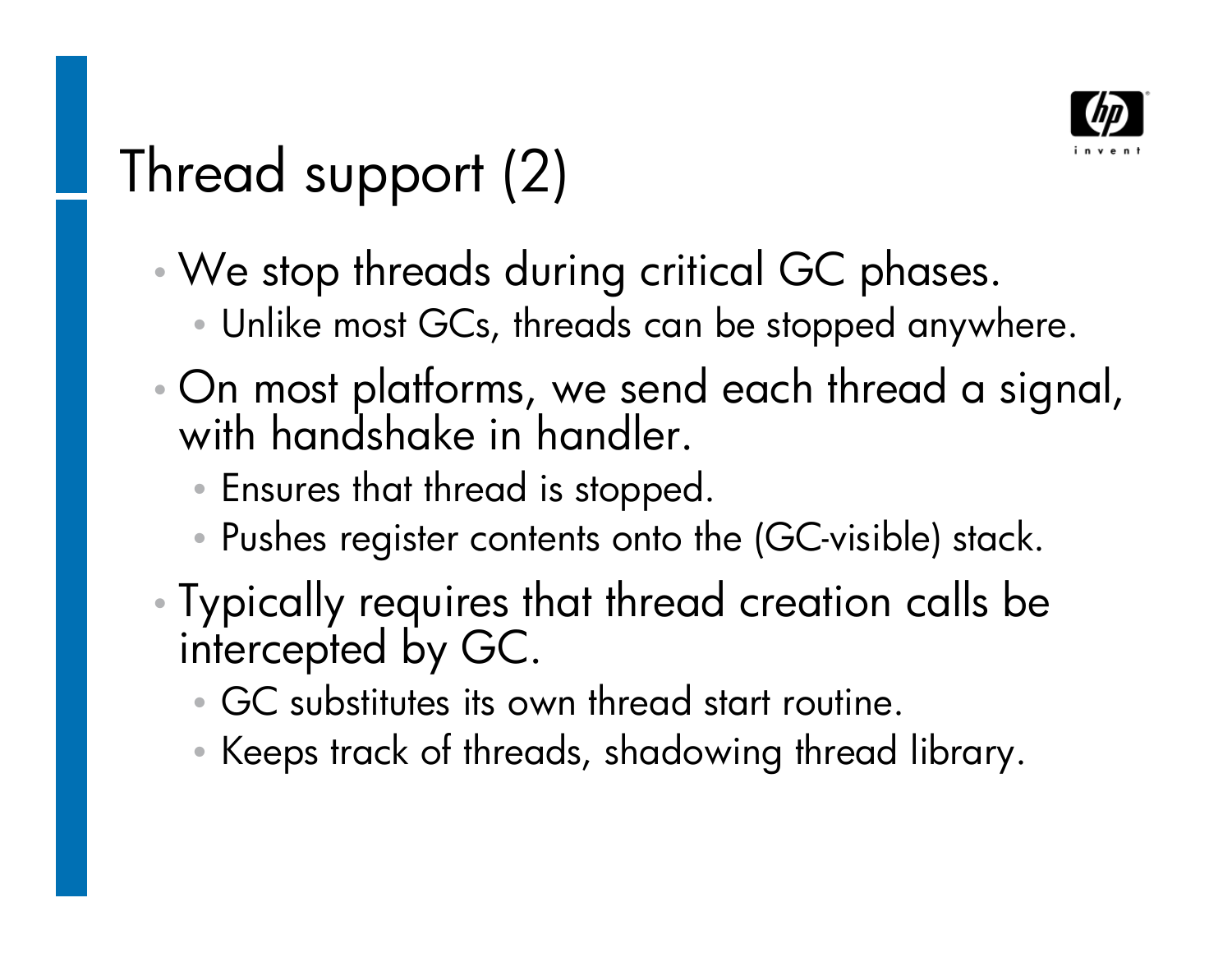# Thread support (2)

- We stop threads during critical GC phases.
  - Unlike most GCs, threads can be stopped anywhere.
- On most platforms, we send each thread a signal, with handshake in handler.
  - Ensures that thread is stopped.
  - Pushes register contents onto the (GC-visible) stack.
- Typically requires that thread creation calls be intercepted by GC.
  - GC substitutes its own thread start routine.
  - Keeps track of threads, shadowing thread library.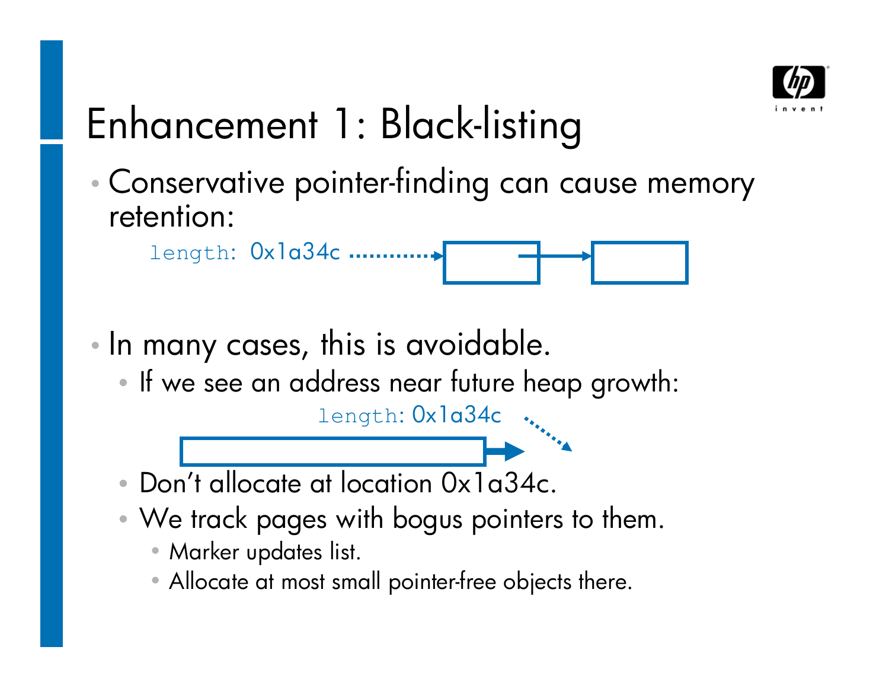# Enhancement 1: Black-listing

- Conservative pointer-finding can cause memory retention:

  length: 0x1a34c

- In many cases, this is avoidable.
  - If we see an address near future heap growth:

    length: 0x1a34c

  - Don't allocate at location 0x1a34c.
  - We track pages with bogus pointers to them.
    - Marker updates list.
    - Allocate at most small pointer-free objects there.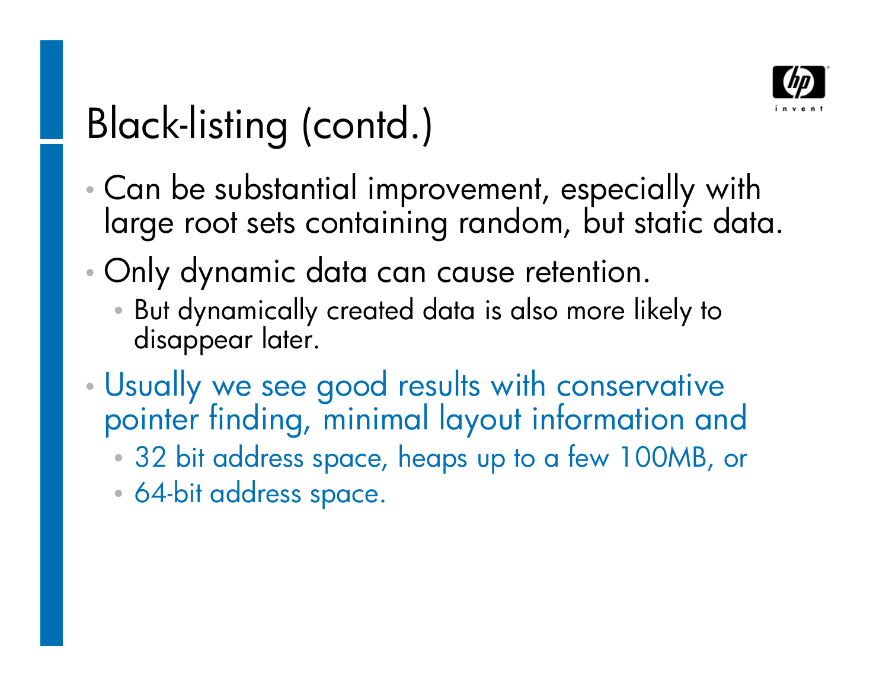# Black-listing (contd.)

- Can be substantial improvement, especially with large root sets containing random, but static data.
- Only dynamic data can cause retention.
  - But dynamically created data is also more likely to disappear later.
- Usually we see good results with conservative pointer finding, minimal layout information and
  - 32 bit address space, heaps up to a few 100MB, or
  - 64-bit address space.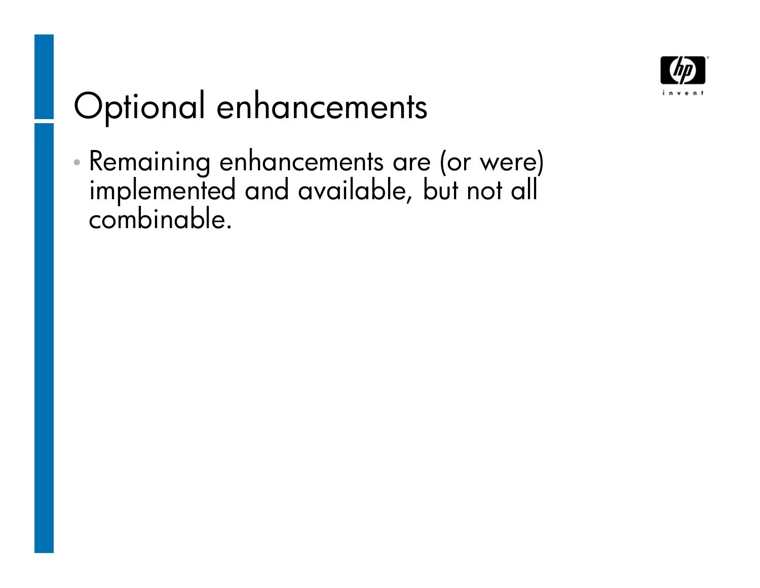# Optional enhancements

- Remaining enhancements are (or were) implemented and available, but not all combinable.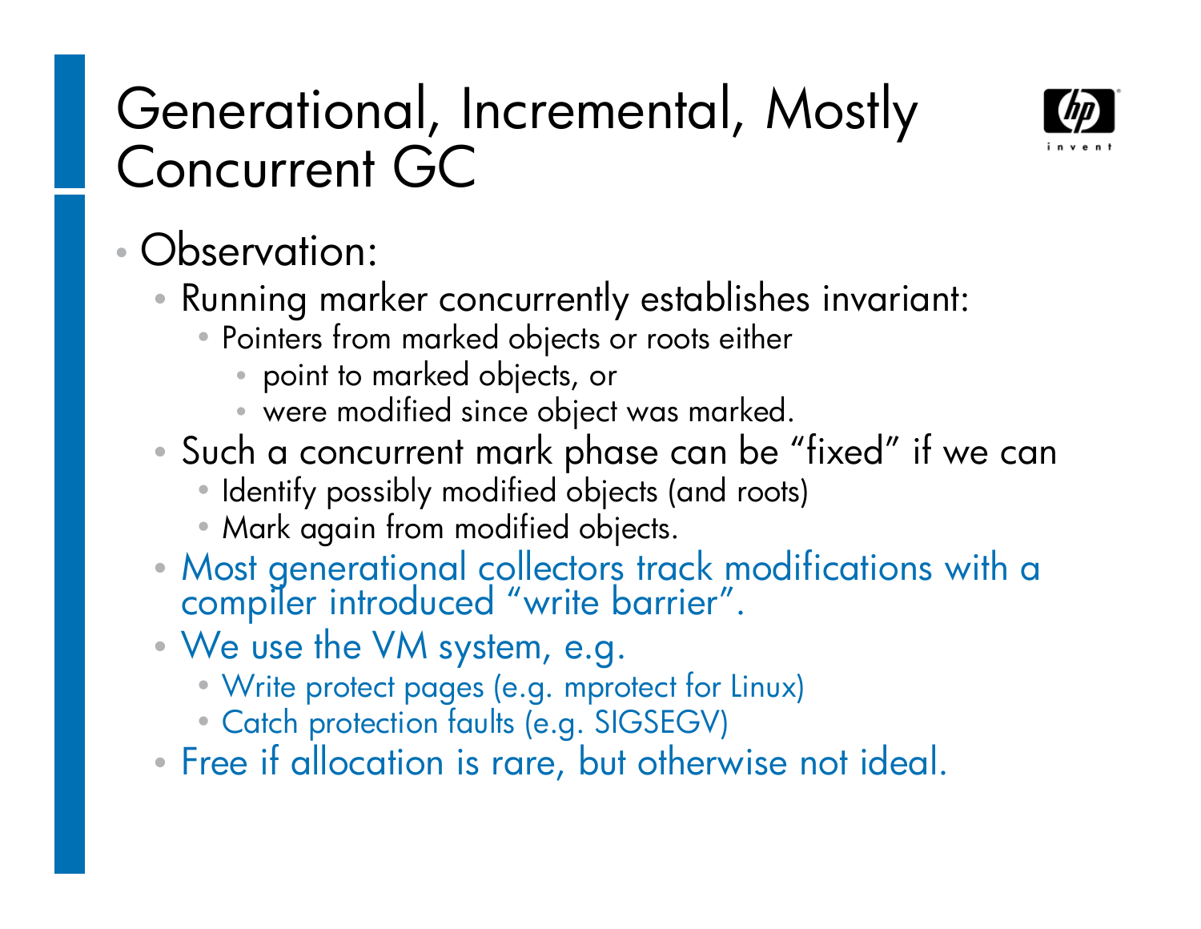# Generational, Incremental, Mostly Concurrent GC

- Observation:
  - Running marker concurrently establishes invariant:
    - Pointers from marked objects or roots either
      - point to marked objects, or
      - were modified since object was marked.
  - Such a concurrent mark phase can be "fixed" if we can
    - Identify possibly modified objects (and roots)
    - Mark again from modified objects.
  - Most generational collectors track modifications with a compiler introduced "write barrier".
  - We use the VM system, e.g.
    - Write protect pages (e.g. mprotect for Linux)
    - Catch protection faults (e.g. SIGSEGV)
  - Free if allocation is rare, but otherwise not ideal.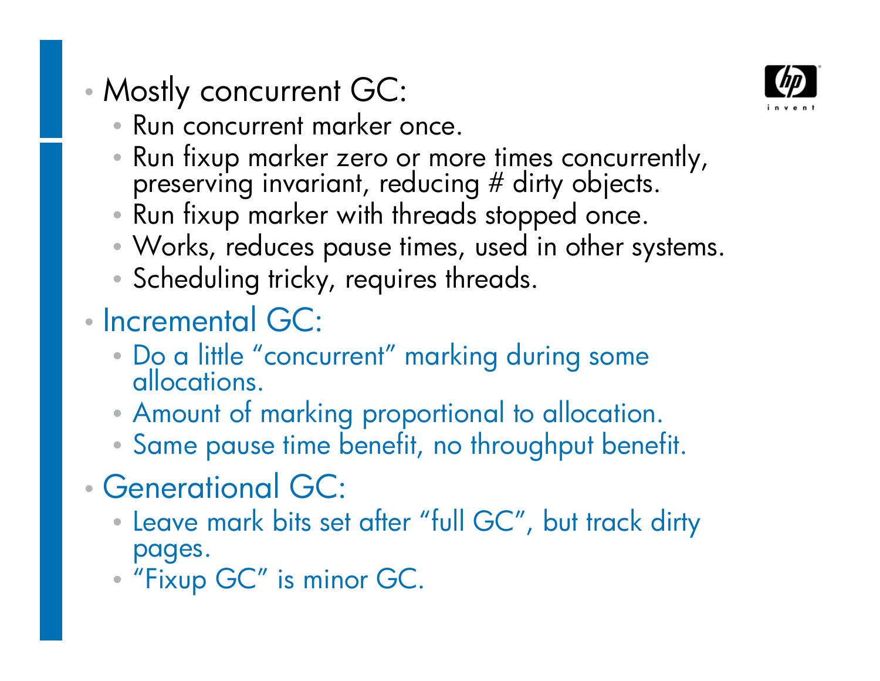- Mostly concurrent GC:
  - Run concurrent marker once.
  - Run fixup marker zero or more times concurrently, preserving invariant, reducing # dirty objects.
  - Run fixup marker with threads stopped once.
  - Works, reduces pause times, used in other systems.
  - Scheduling tricky, requires threads.
- Incremental GC:
  - Do a little "concurrent" marking during some allocations.
  - Amount of marking proportional to allocation.
  - Same pause time benefit, no throughput benefit.
- Generational GC:
  - Leave mark bits set after "full GC", but track dirty pages.
  - "Fixup GC" is minor GC.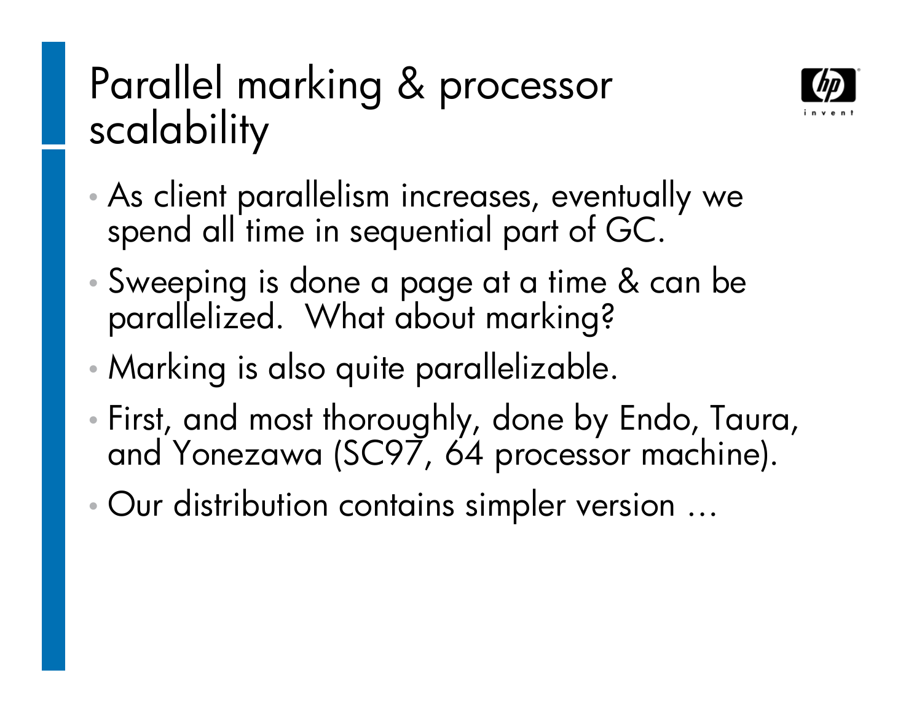# Parallel marking & processor scalability

- As client parallelism increases, eventually we spend all time in sequential part of GC.
- Sweeping is done a page at a time & can be parallelized. What about marking?
- Marking is also quite parallelizable.
- First, and most thoroughly, done by Endo, Taura, and Yonezawa (SC97, 64 processor machine).
- Our distribution contains simpler version …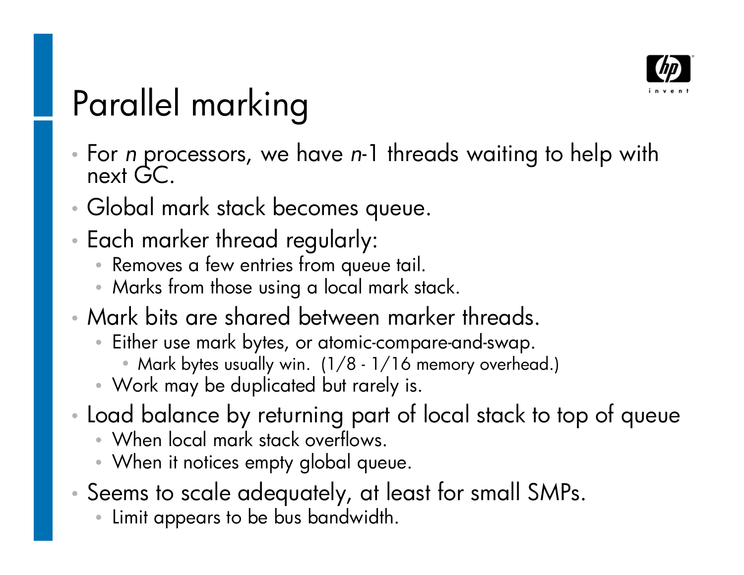# Parallel marking

- For *n* processors, we have *n*-1 threads waiting to help with next GC.
- Global mark stack becomes queue.
- Each marker thread regularly:
  - Removes a few entries from queue tail.
  - Marks from those using a local mark stack.
- Mark bits are shared between marker threads.
  - Either use mark bytes, or atomic-compare-and-swap.
    - Mark bytes usually win. (1/8 - 1/16 memory overhead.)
  - Work may be duplicated but rarely is.
- Load balance by returning part of local stack to top of queue
  - When local mark stack overflows.
  - When it notices empty global queue.
- Seems to scale adequately, at least for small SMPs.
  - Limit appears to be bus bandwidth.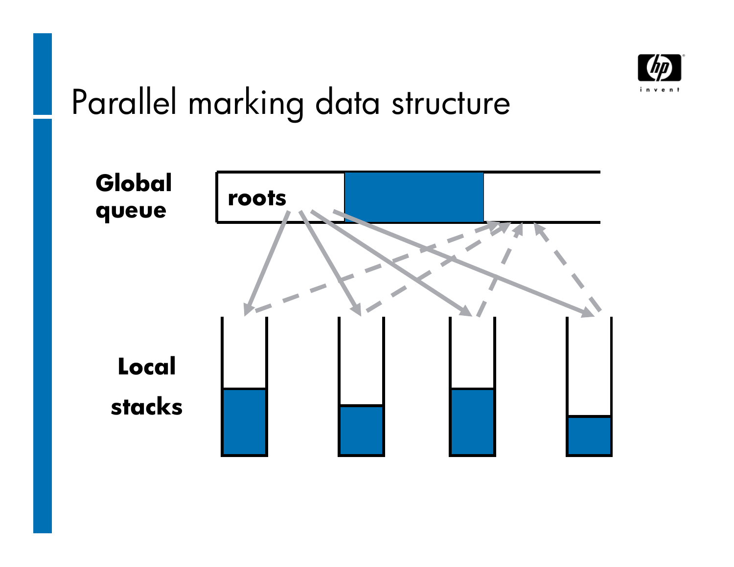# Parallel marking data structure

Global queue

roots

Local stacks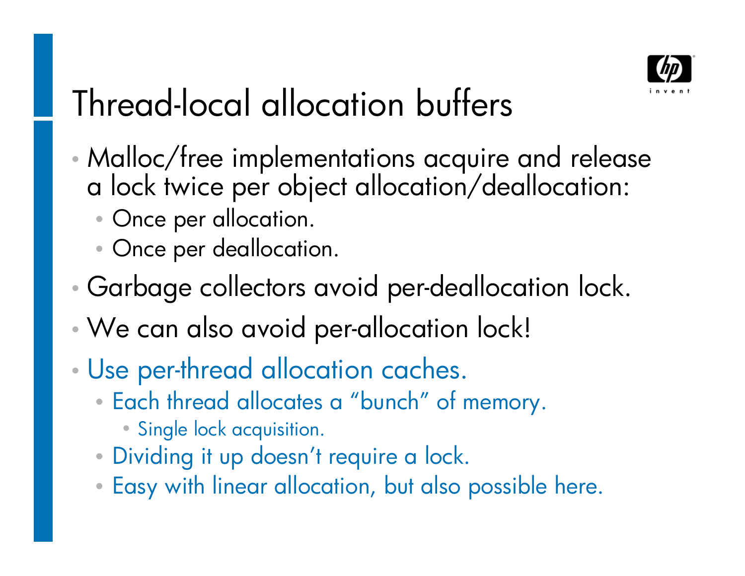# Thread-local allocation buffers

- Malloc/free implementations acquire and release a lock twice per object allocation/deallocation:
  - Once per allocation.
  - Once per deallocation.
- Garbage collectors avoid per-deallocation lock.
- We can also avoid per-allocation lock!
- Use per-thread allocation caches.
  - Each thread allocates a “bunch” of memory.
    - Single lock acquisition.
  - Dividing it up doesn’t require a lock.
  - Easy with linear allocation, but also possible here.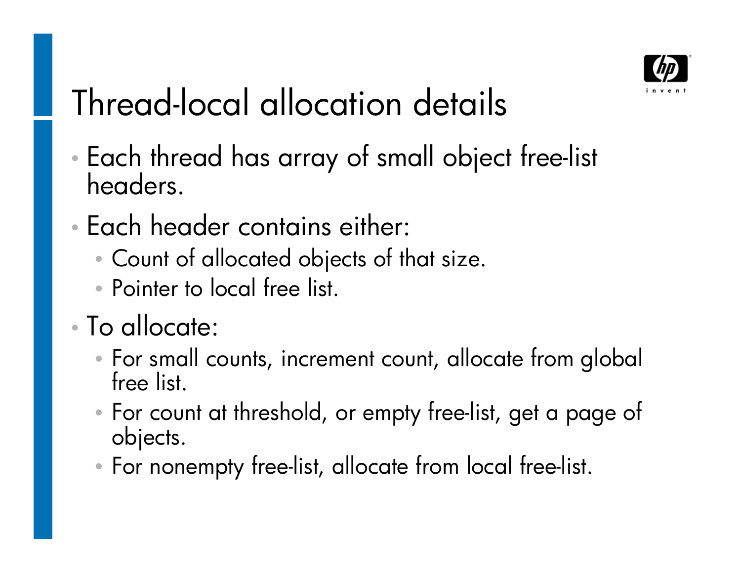# Thread-local allocation details

- Each thread has array of small object free-list headers.
- Each header contains either:
  - Count of allocated objects of that size.
  - Pointer to local free list.
- To allocate:
  - For small counts, increment count, allocate from global free list.
  - For count at threshold, or empty free-list, get a page of objects.
  - For nonempty free-list, allocate from local free-list.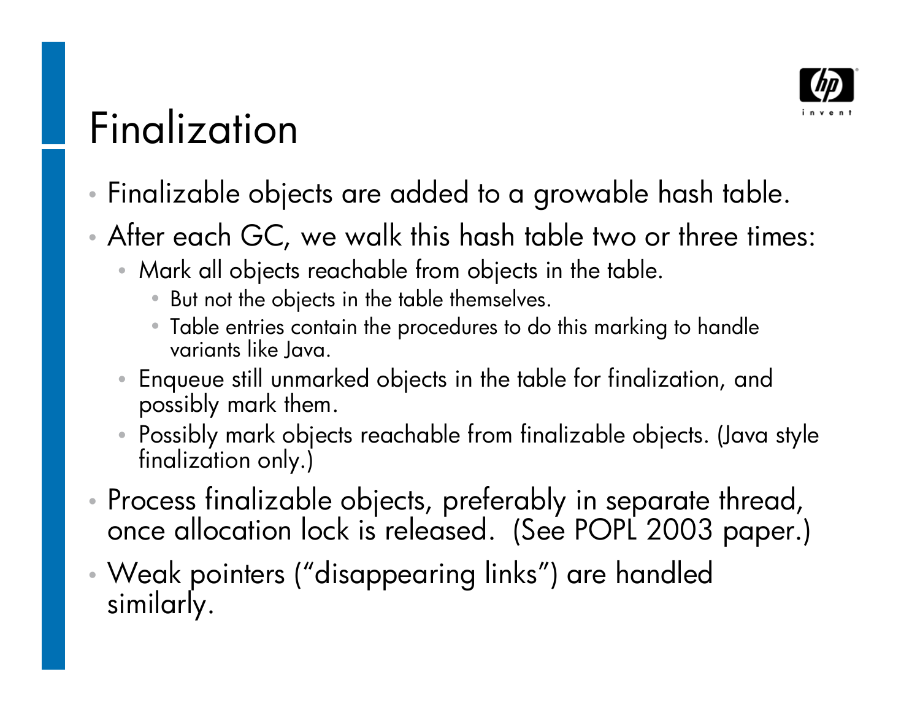# Finalization

- Finalizable objects are added to a growable hash table.
- After each GC, we walk this hash table two or three times:
  - Mark all objects reachable from objects in the table.
    - But not the objects in the table themselves.
    - Table entries contain the procedures to do this marking to handle variants like Java.
  - Enqueue still unmarked objects in the table for finalization, and possibly mark them.
  - Possibly mark objects reachable from finalizable objects. (Java style finalization only.)
- Process finalizable objects, preferably in separate thread, once allocation lock is released. (See POPL 2003 paper.)
- Weak pointers ("disappearing links") are handled similarly.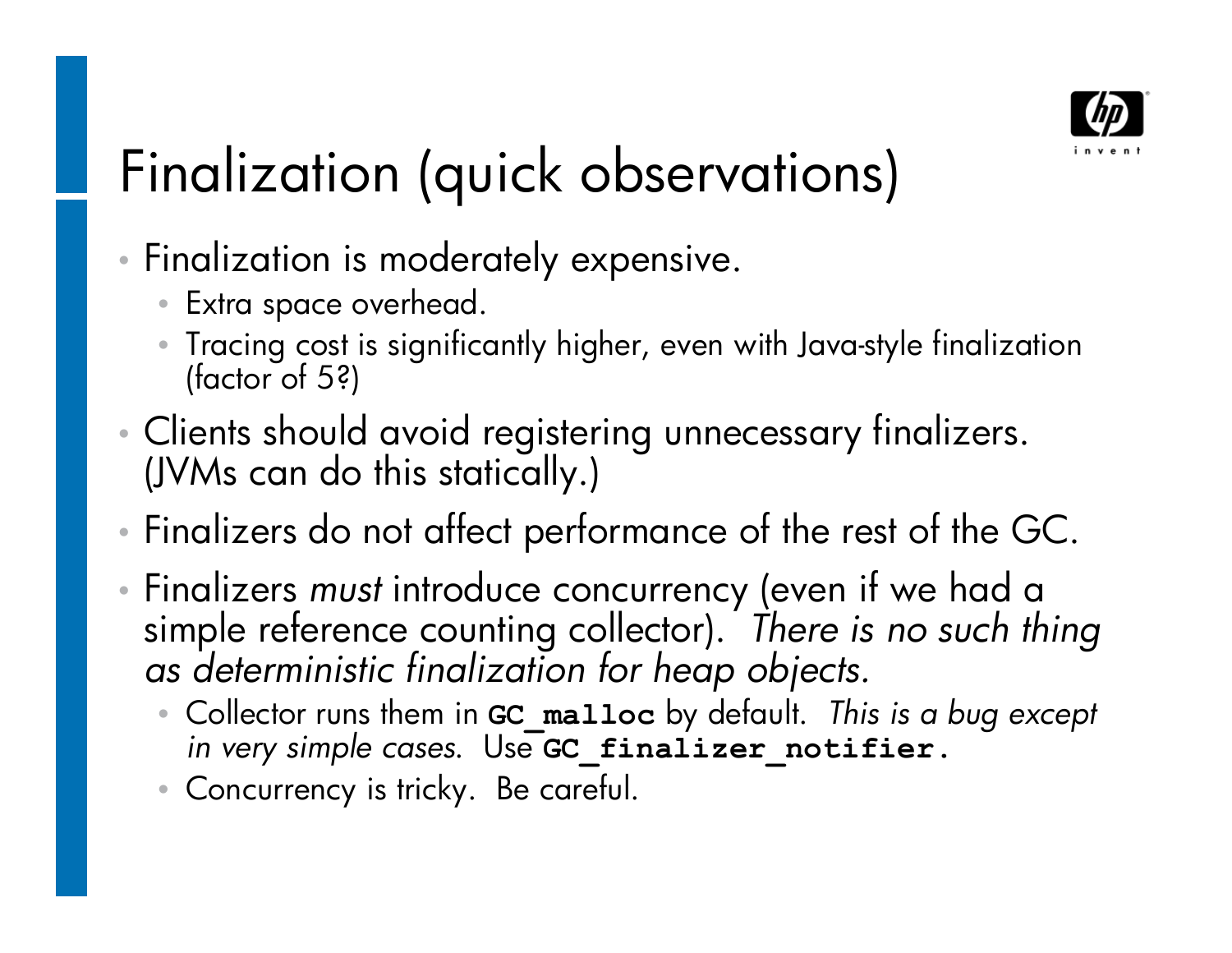# Finalization (quick observations)

- Finalization is moderately expensive.
  - Extra space overhead.
  - Tracing cost is significantly higher, even with Java-style finalization (factor of 5?)
- Clients should avoid registering unnecessary finalizers. (JVMs can do this statically.)
- Finalizers do not affect performance of the rest of the GC.
- Finalizers *must* introduce concurrency (even if we had a simple reference counting collector). *There is no such thing as deterministic finalization for heap objects.*
  - Collector runs them in **`GC_malloc`** by default. *This is a bug except in very simple cases.* Use **`GC_finalizer_notifier.`**
  - Concurrency is tricky. Be careful.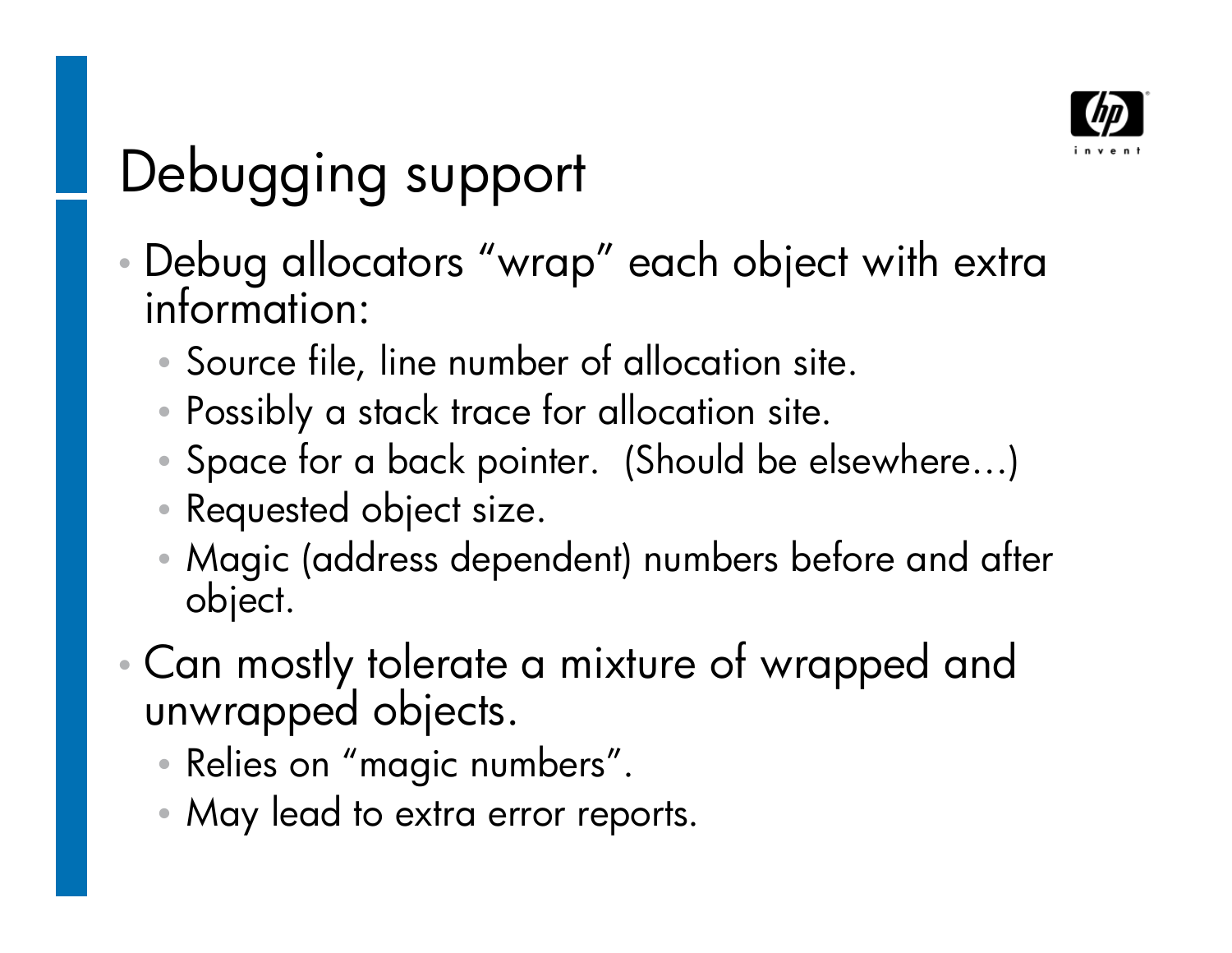# Debugging support

- Debug allocators "wrap" each object with extra information:
  - Source file, line number of allocation site.
  - Possibly a stack trace for allocation site.
  - Space for a back pointer. (Should be elsewhere…)
  - Requested object size.
  - Magic (address dependent) numbers before and after object.
- Can mostly tolerate a mixture of wrapped and unwrapped objects.
  - Relies on "magic numbers".
  - May lead to extra error reports.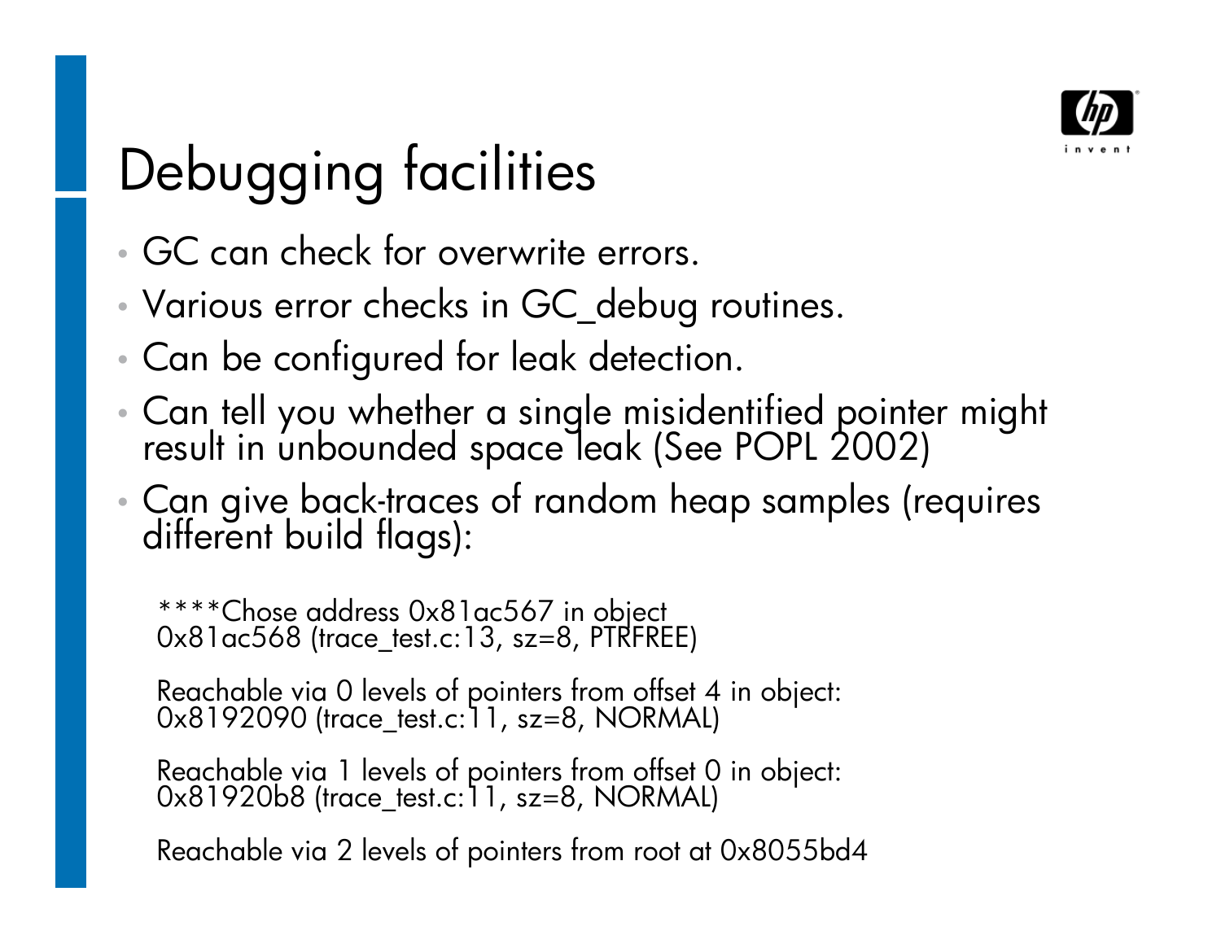# Debugging facilities

- GC can check for overwrite errors.
- Various error checks in GC_debug routines.
- Can be configured for leak detection.
- Can tell you whether a single misidentified pointer might result in unbounded space leak (See POPL 2002)
- Can give back-traces of random heap samples (requires different build flags):

```
****Chose address 0x81ac567 in object
0x81ac568 (trace_test.c:13, sz=8, PTRFREE)

Reachable via 0 levels of pointers from offset 4 in object:
0x8192090 (trace_test.c:11, sz=8, NORMAL)

Reachable via 1 levels of pointers from offset 0 in object:
0x81920b8 (trace_test.c:11, sz=8, NORMAL)

Reachable via 2 levels of pointers from root at 0x8055bd4
```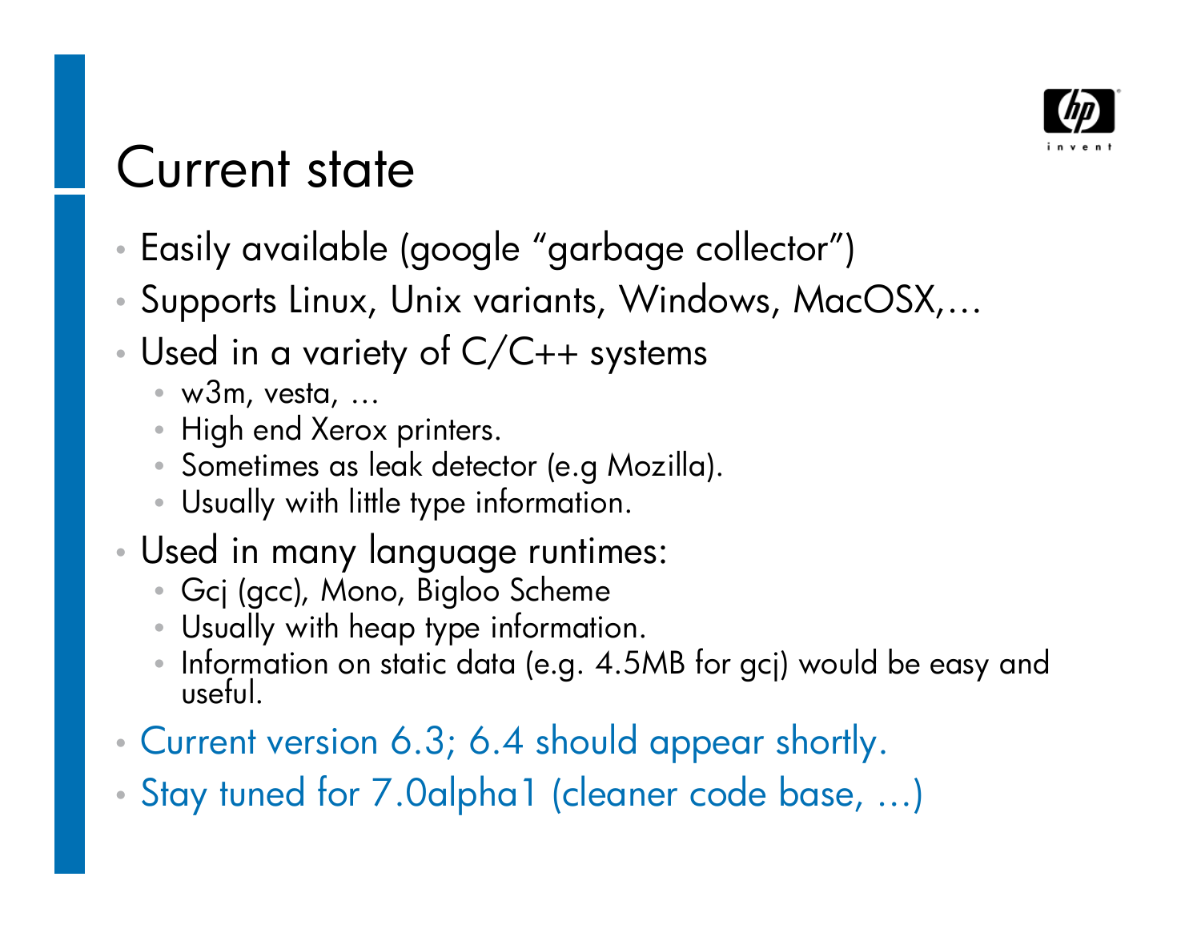# Current state

- Easily available (google “garbage collector”)
- Supports Linux, Unix variants, Windows, MacOSX,…
- Used in a variety of C/C++ systems
  - w3m, vesta, …
  - High end Xerox printers.
  - Sometimes as leak detector (e.g Mozilla).
  - Usually with little type information.
- Used in many language runtimes:
  - Gcj (gcc), Mono, Bigloo Scheme
  - Usually with heap type information.
  - Information on static data (e.g. 4.5MB for gcj) would be easy and useful.
- Current version 6.3; 6.4 should appear shortly.
- Stay tuned for 7.0alpha1 (cleaner code base, …)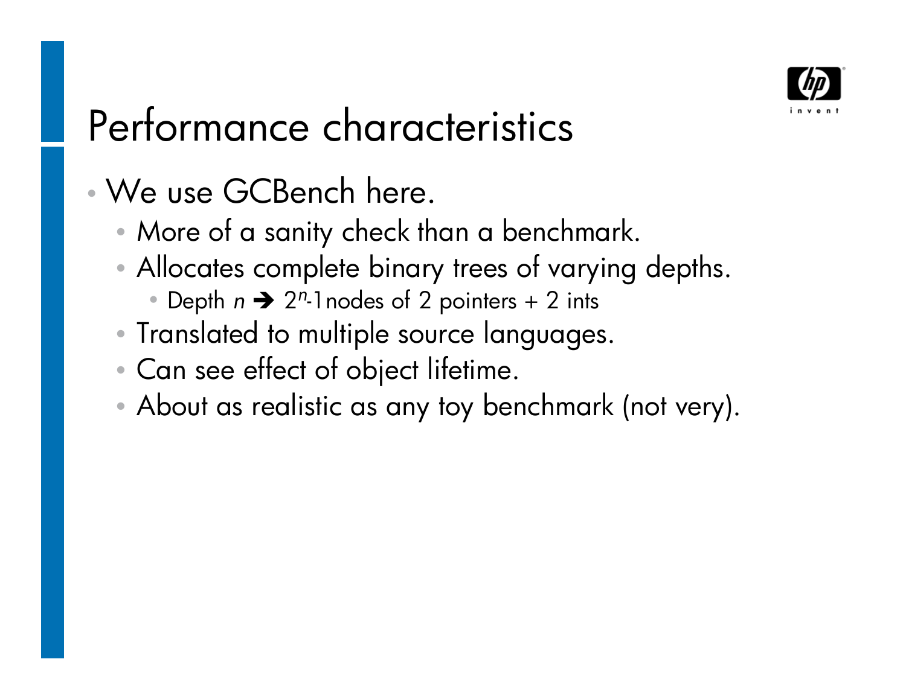# Performance characteristics

- We use GCBench here.
  - More of a sanity check than a benchmark.
  - Allocates complete binary trees of varying depths.
    - Depth $n$ ➔ $2^n$-1nodes of 2 pointers + 2 ints
  - Translated to multiple source languages.
  - Can see effect of object lifetime.
  - About as realistic as any toy benchmark (not very).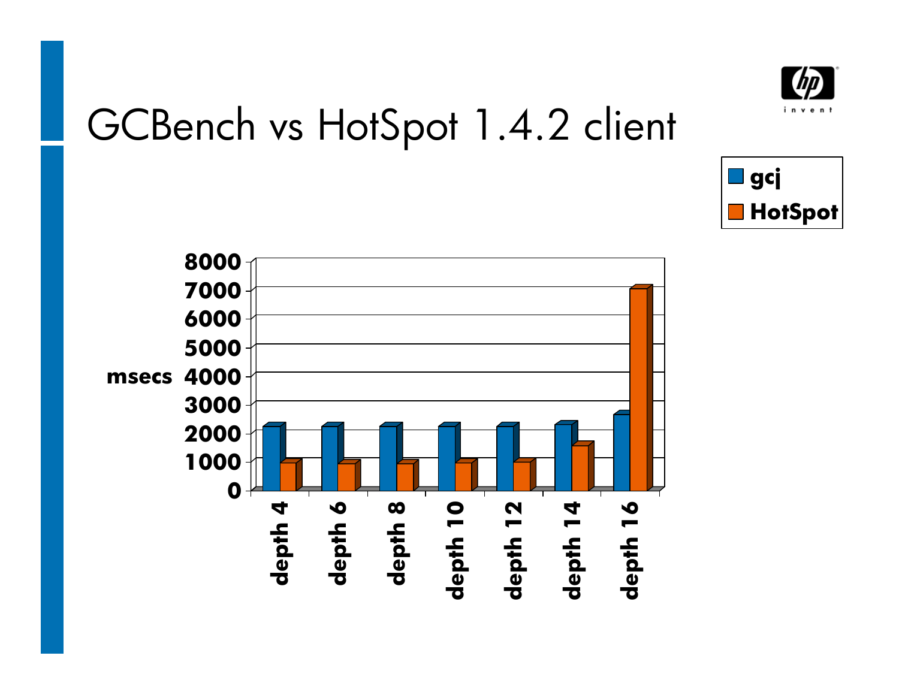# GCBench vs HotSpot 1.4.2 client

| | gcj | HotSpot |
|---|---|---|
| depth 4 | ~2200 | ~950 |
| depth 6 | ~2200 | ~950 |
| depth 8 | ~2200 | ~950 |
| depth 10 | ~2200 | ~950 |
| depth 12 | ~2200 | ~1000 |
| depth 14 | ~2300 | ~1550 |
| depth 16 | ~2650 | ~7050 |

msecs (axis 0–8000)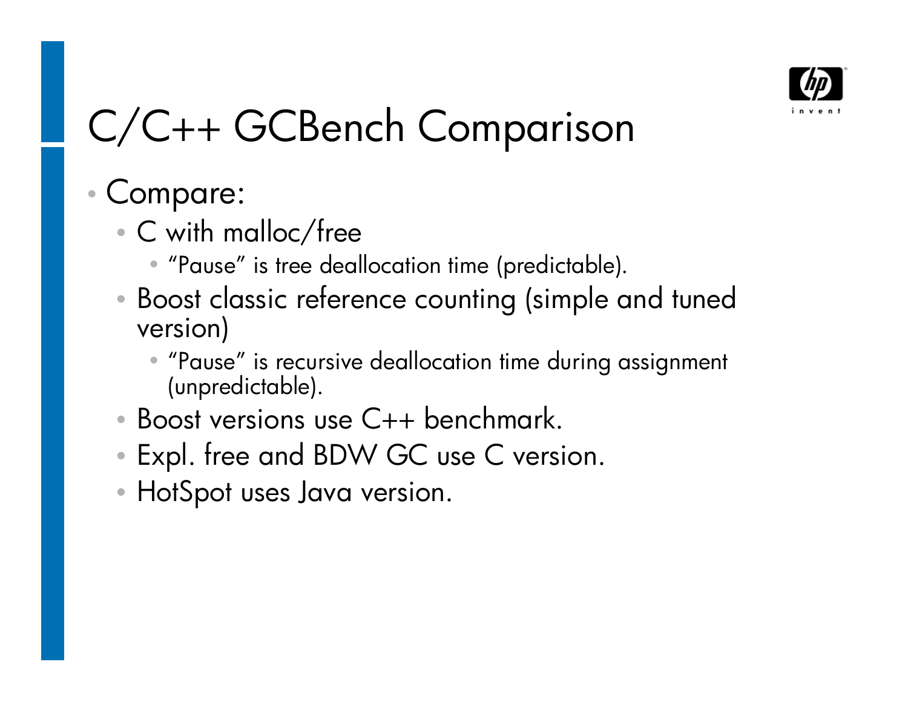# C/C++ GCBench Comparison

- Compare:
  - C with malloc/free
    - "Pause" is tree deallocation time (predictable).
  - Boost classic reference counting (simple and tuned version)
    - "Pause" is recursive deallocation time during assignment (unpredictable).
  - Boost versions use C++ benchmark.
  - Expl. free and BDW GC use C version.
  - HotSpot uses Java version.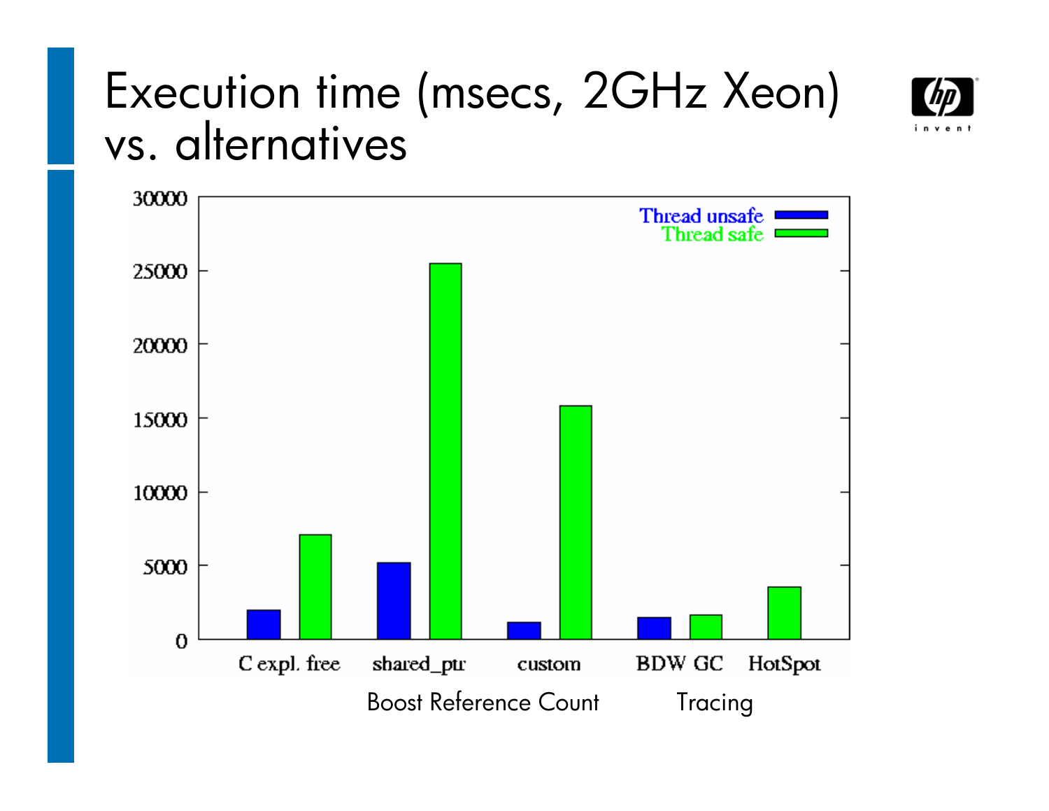# Execution time (msecs, 2GHz Xeon) vs. alternatives

| | Thread unsafe | Thread safe |
|---|---|---|
| C expl. free | ~2000 | ~7100 |
| shared_ptr (Boost Reference Count) | ~5200 | ~25500 |
| custom (Boost Reference Count) | ~1200 | ~15800 |
| BDW GC (Tracing) | ~1500 | ~1700 |
| HotSpot (Tracing) | | ~3600 |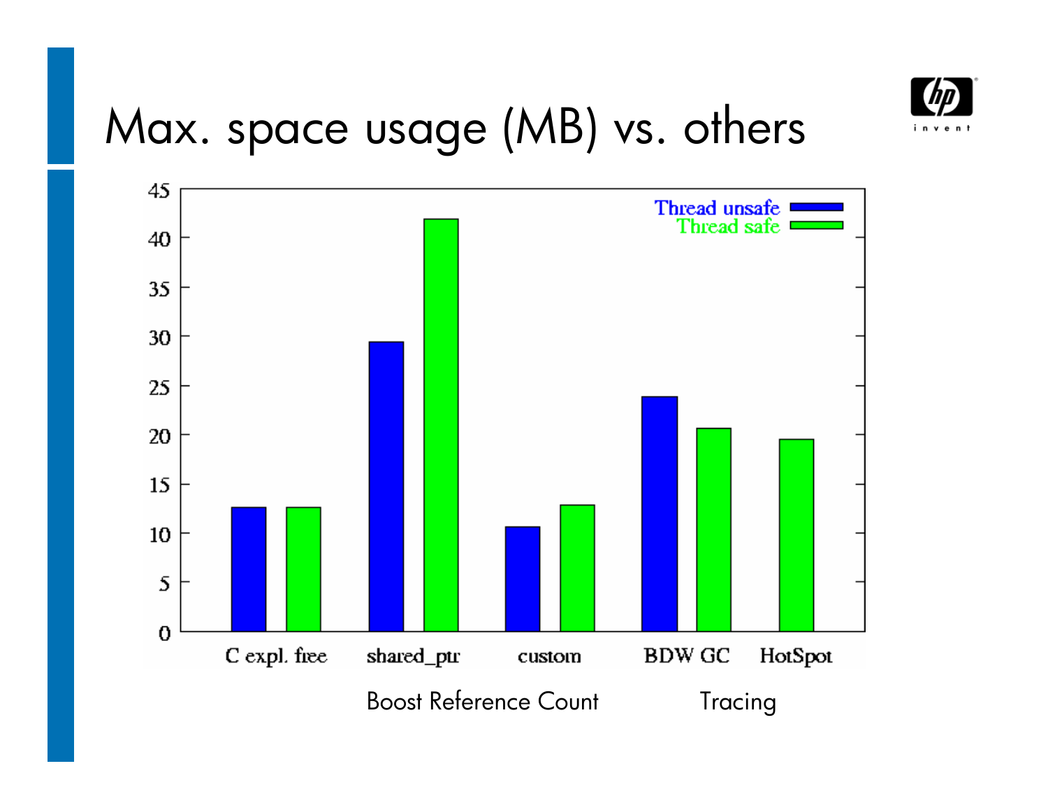# Max. space usage (MB) vs. others

| | Thread unsafe | Thread safe |
|---|---|---|
| C expl. free | 12.5 | 12.5 |
| shared_ptr | 29.5 | 42 |
| custom | 10.5 | 12.5 |
| BDW GC | 24 | 20.5 |
| HotSpot | | 19.5 |

Boost Reference Count (shared_ptr, custom) — Tracing (BDW GC, HotSpot)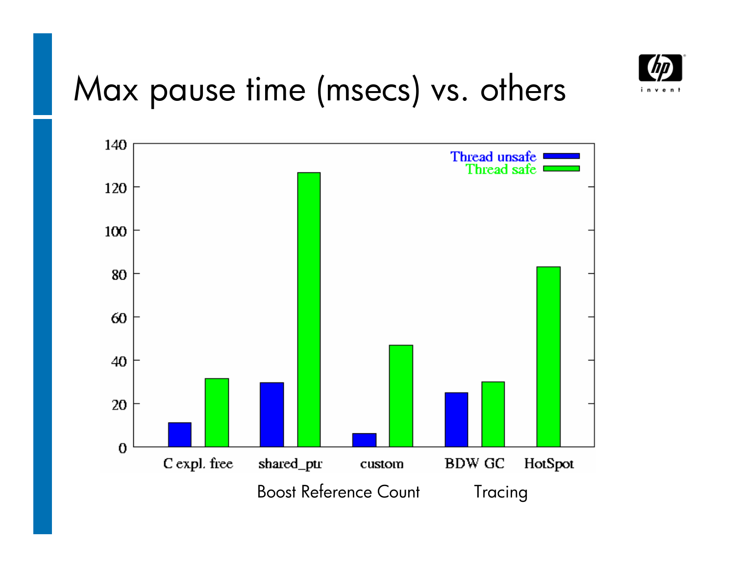# Max pause time (msecs) vs. others

| | Thread unsafe | Thread safe |
|---|---|---|
| C expl. free | 11 | 31 |
| shared_ptr | 29 | 127 |
| custom | 6 | 47 |
| BDW GC | 25 | 30 |
| HotSpot | | 83 |

Boost Reference Count (shared_ptr, custom) — Tracing (BDW GC, HotSpot)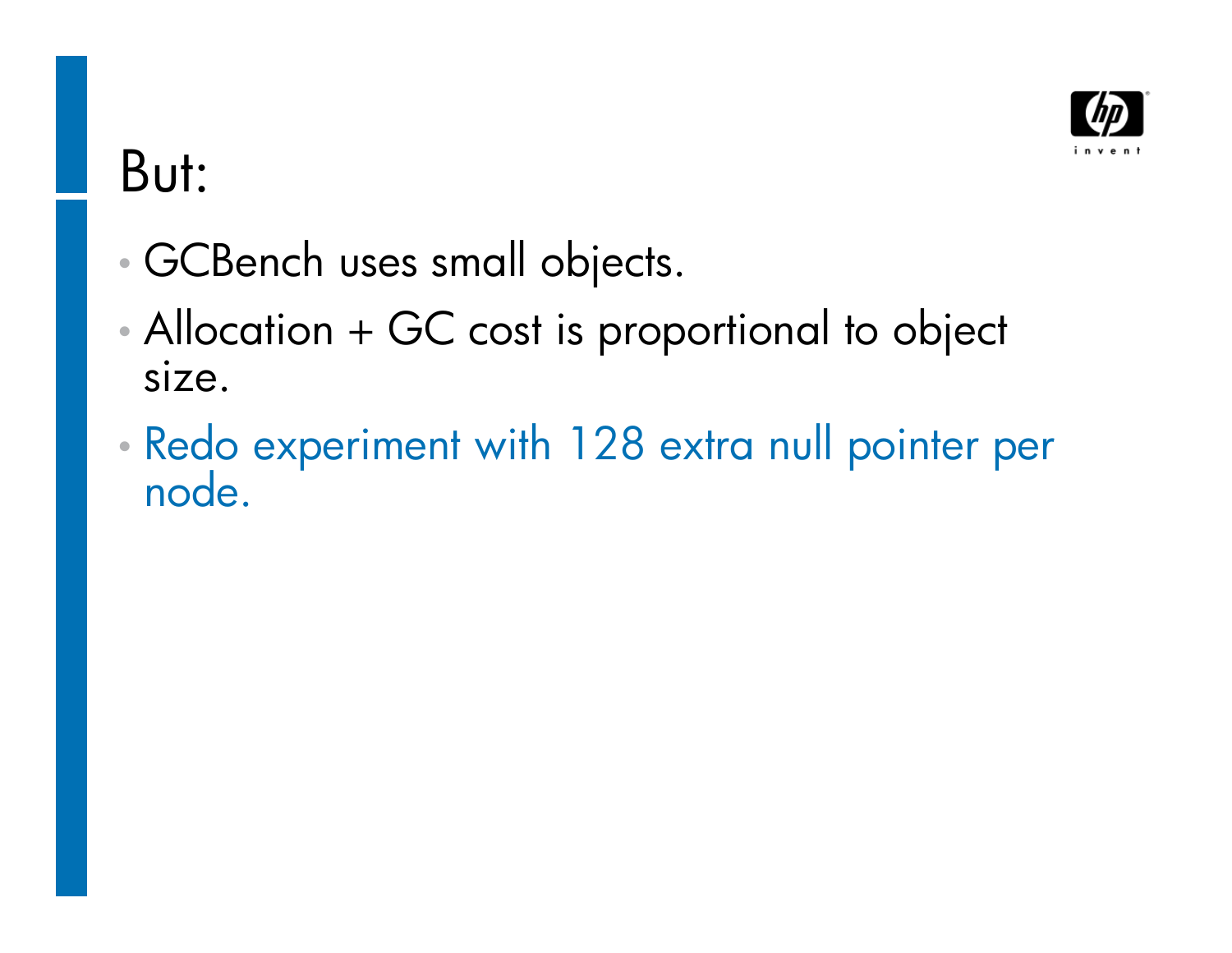# But:

- GCBench uses small objects.
- Allocation + GC cost is proportional to object size.
- Redo experiment with 128 extra null pointer per node.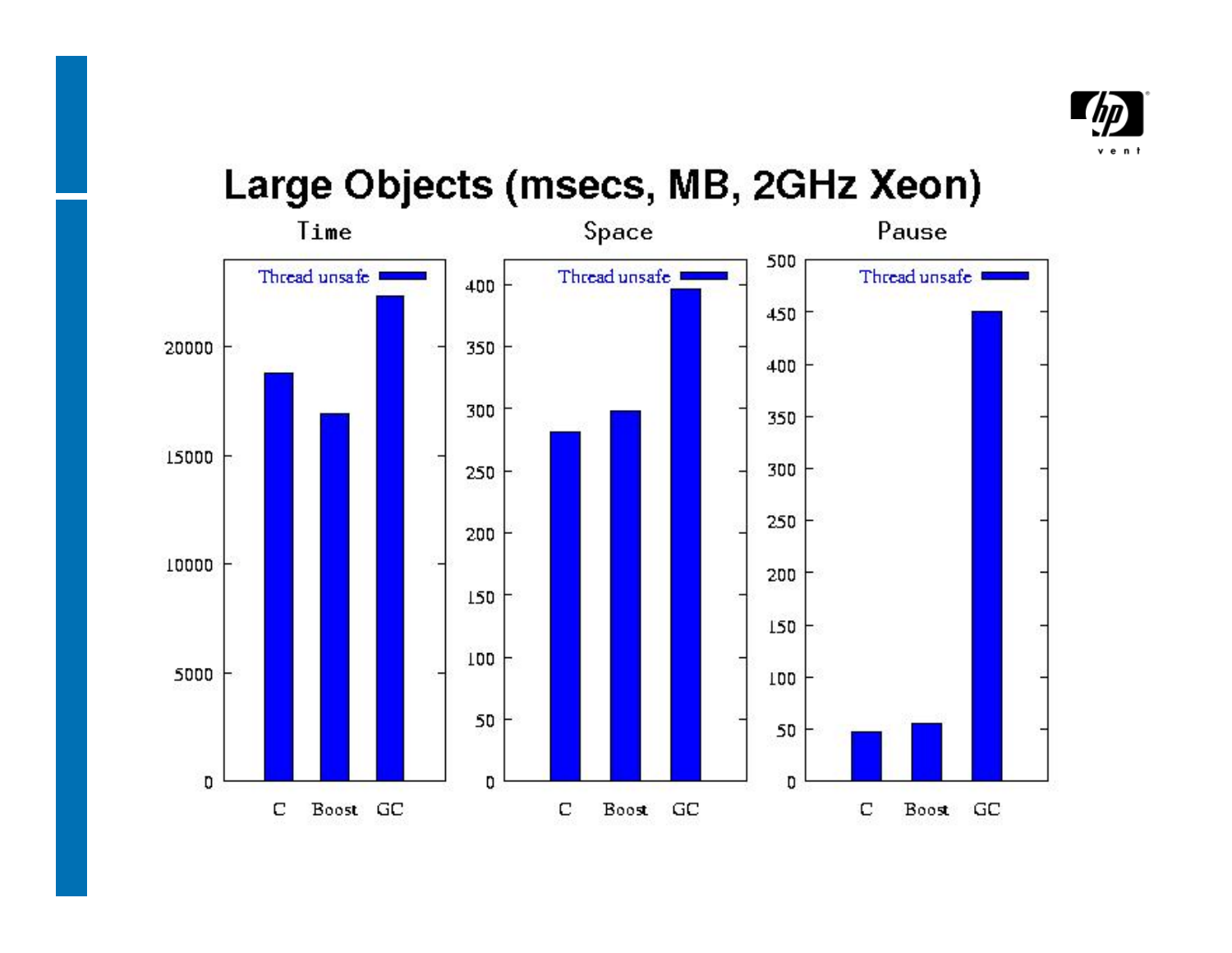# Large Objects (msecs, MB, 2GHz Xeon)

Time

Space

Pause

Thread unsafe

C Boost GC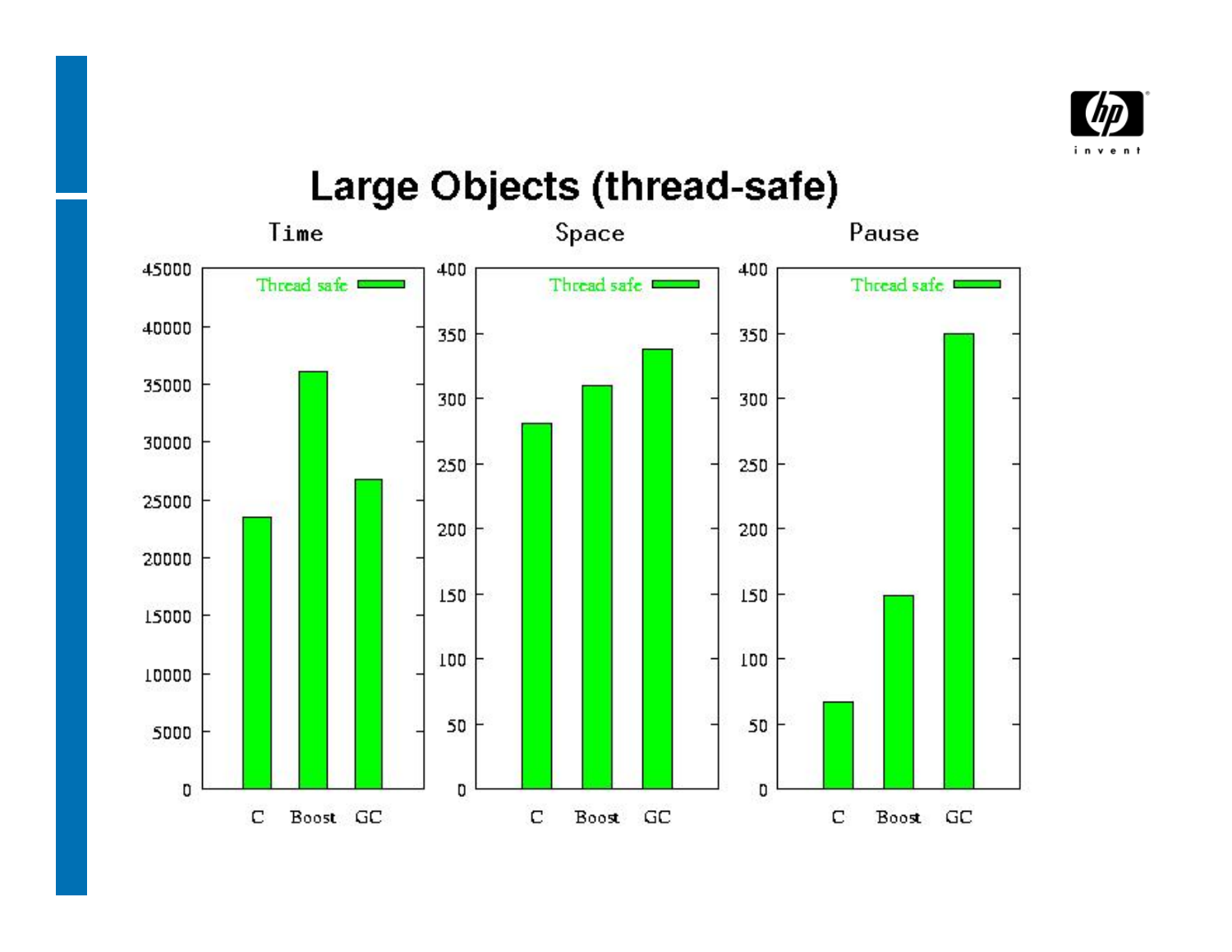# Large Objects (thread-safe)

Time

Space

Pause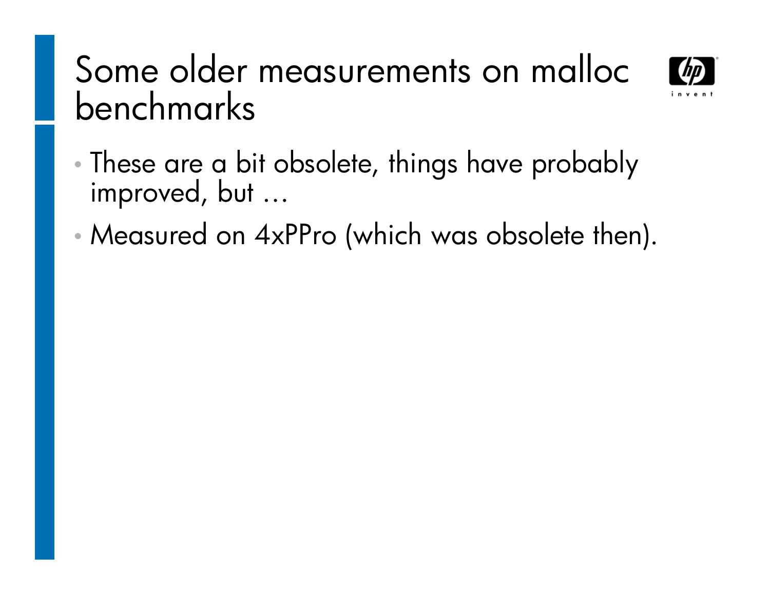# Some older measurements on malloc benchmarks

- These are a bit obsolete, things have probably improved, but …
- Measured on 4xPPro (which was obsolete then).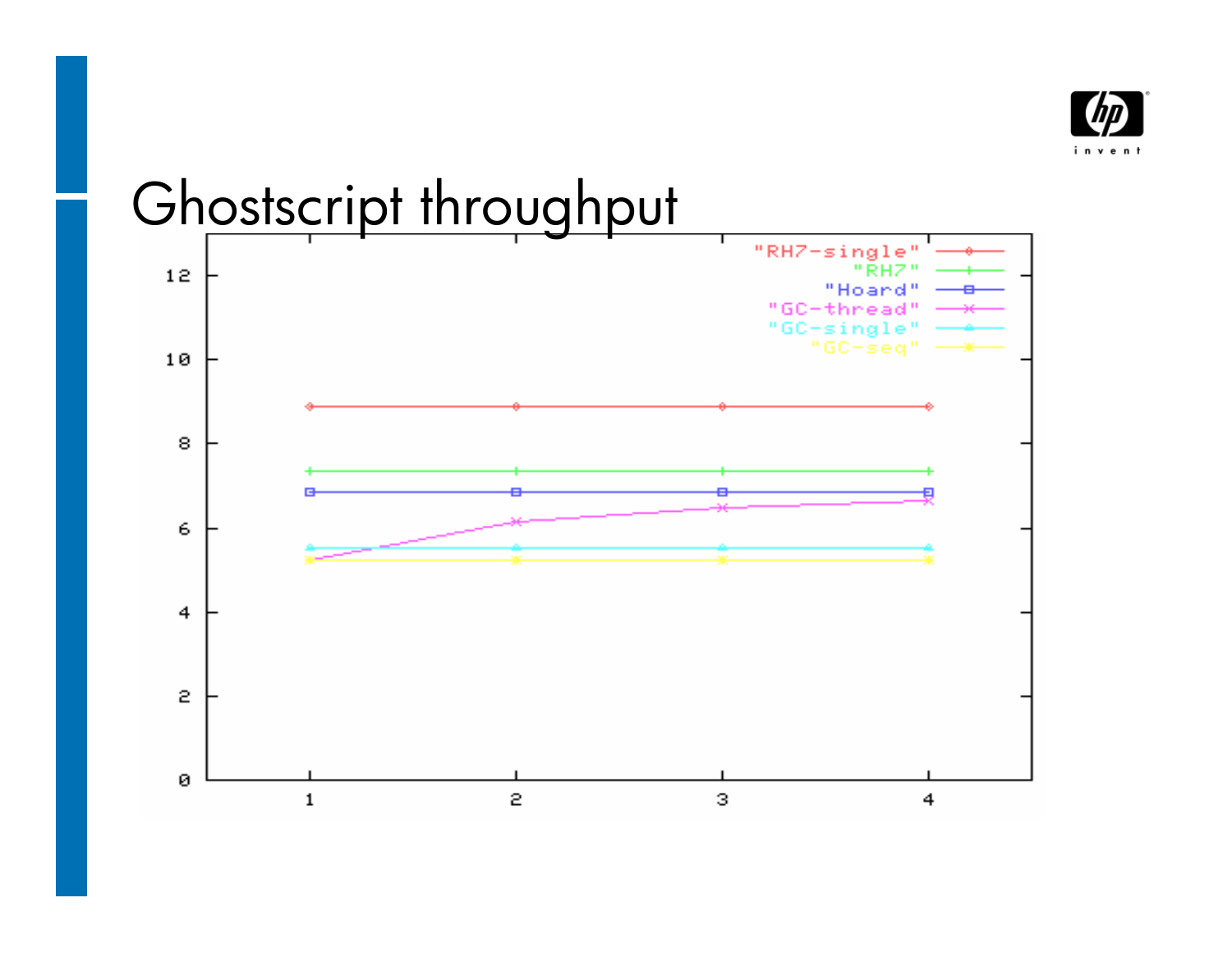# Ghostscript throughput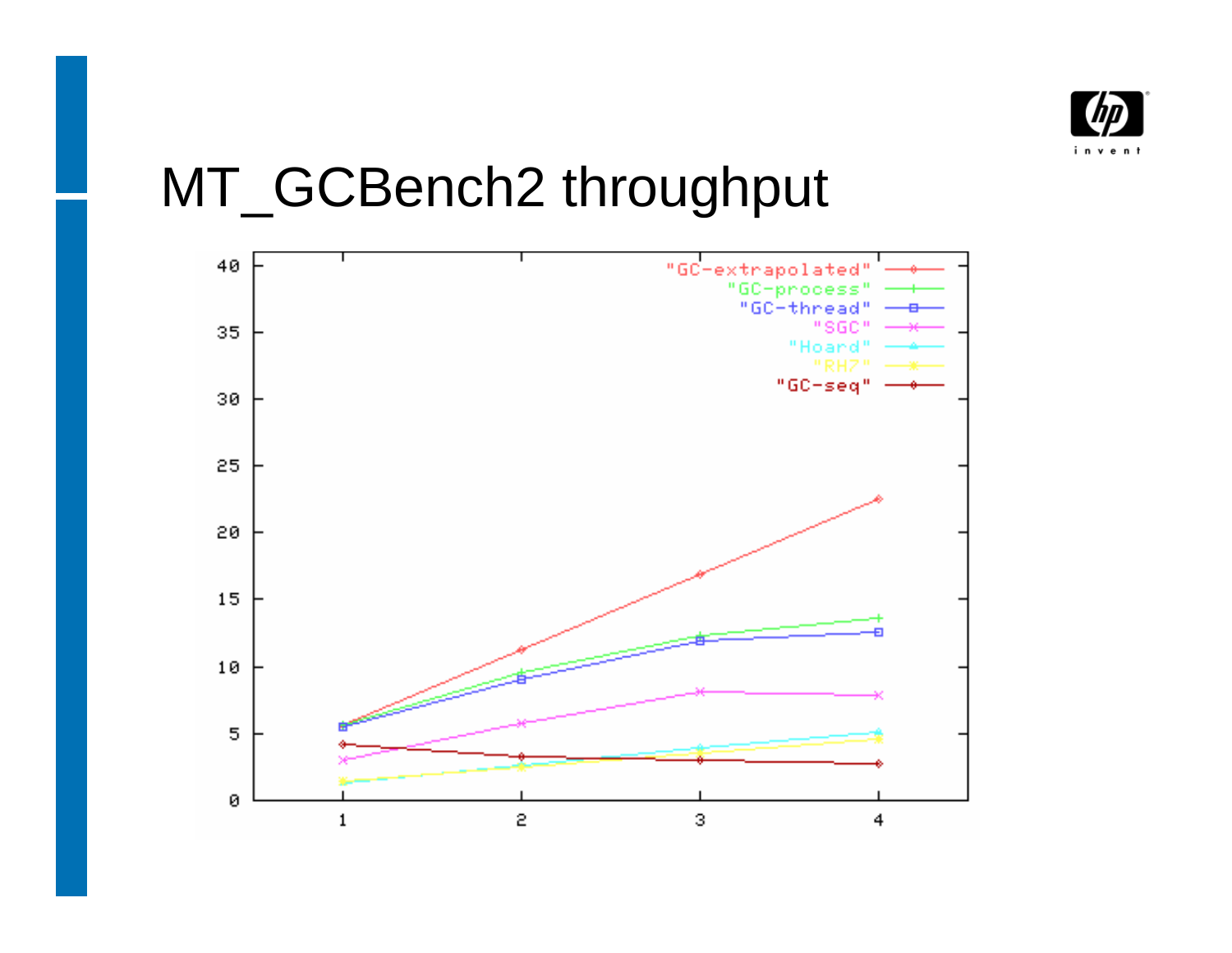# MT_GCBench2 throughput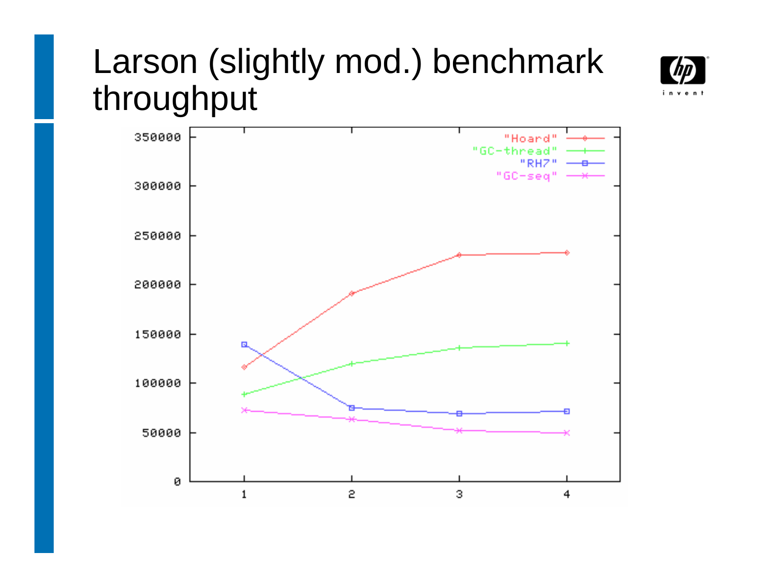# Larson (slightly mod.) benchmark throughput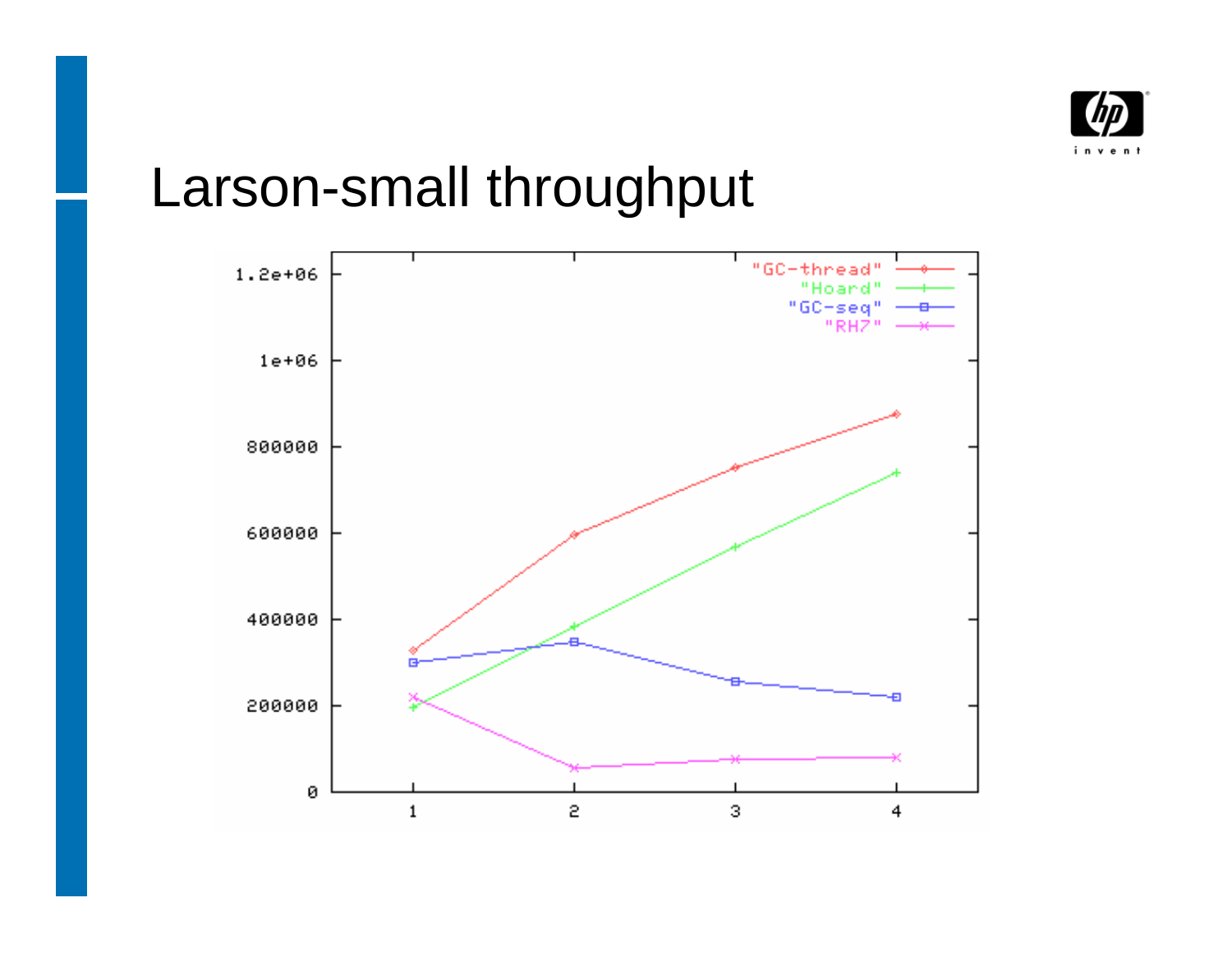# Larson-small throughput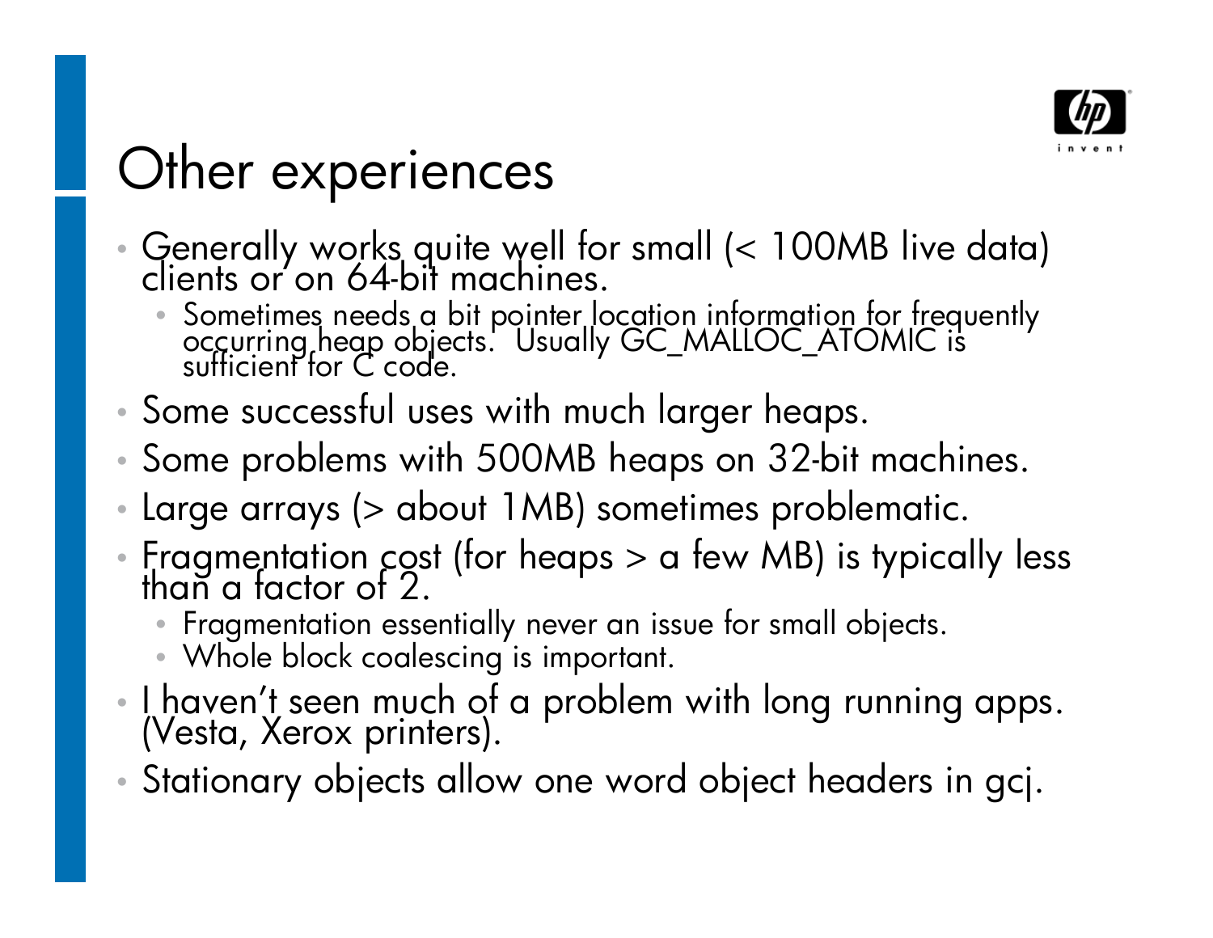# Other experiences

- Generally works quite well for small (< 100MB live data) clients or on 64-bit machines.
  - Sometimes needs a bit pointer location information for frequently occurring heap objects. Usually GC_MALLOC_ATOMIC is sufficient for C code.
- Some successful uses with much larger heaps.
- Some problems with 500MB heaps on 32-bit machines.
- Large arrays (> about 1MB) sometimes problematic.
- Fragmentation cost (for heaps > a few MB) is typically less than a factor of 2.
  - Fragmentation essentially never an issue for small objects.
  - Whole block coalescing is important.
- I haven't seen much of a problem with long running apps. (Vesta, Xerox printers).
- Stationary objects allow one word object headers in gcj.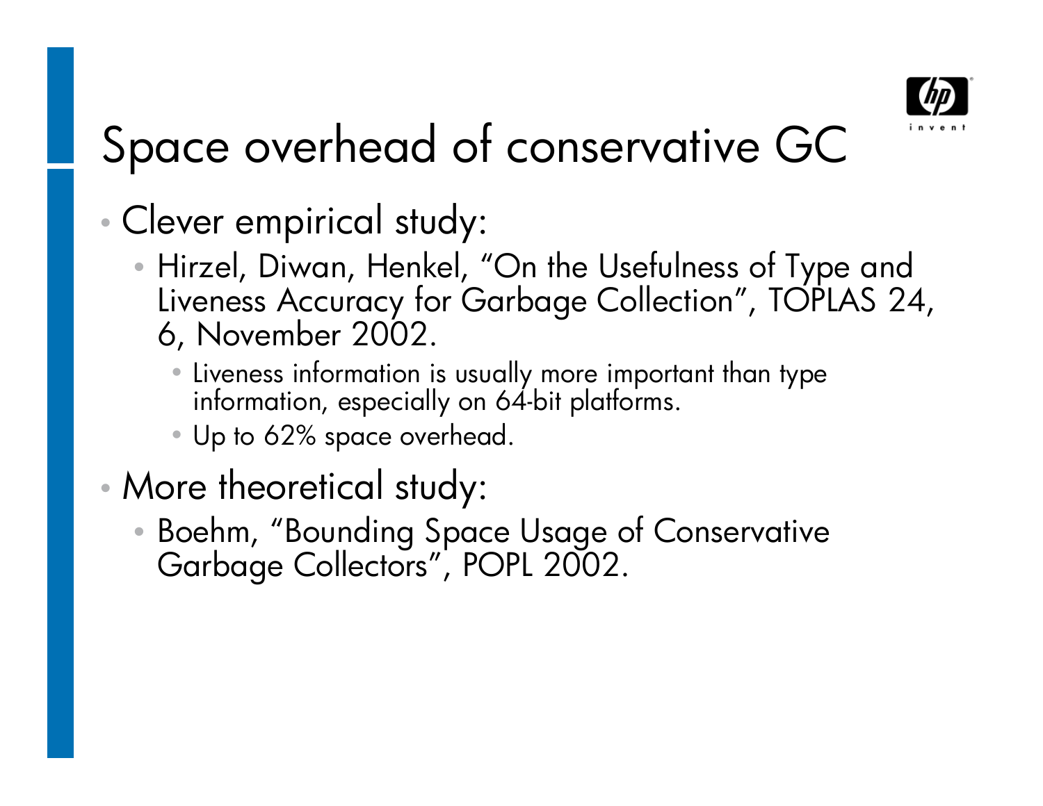# Space overhead of conservative GC

- Clever empirical study:
  - Hirzel, Diwan, Henkel, "On the Usefulness of Type and Liveness Accuracy for Garbage Collection", TOPLAS 24, 6, November 2002.
    - Liveness information is usually more important than type information, especially on 64-bit platforms.
    - Up to 62% space overhead.
- More theoretical study:
  - Boehm, "Bounding Space Usage of Conservative Garbage Collectors", POPL 2002.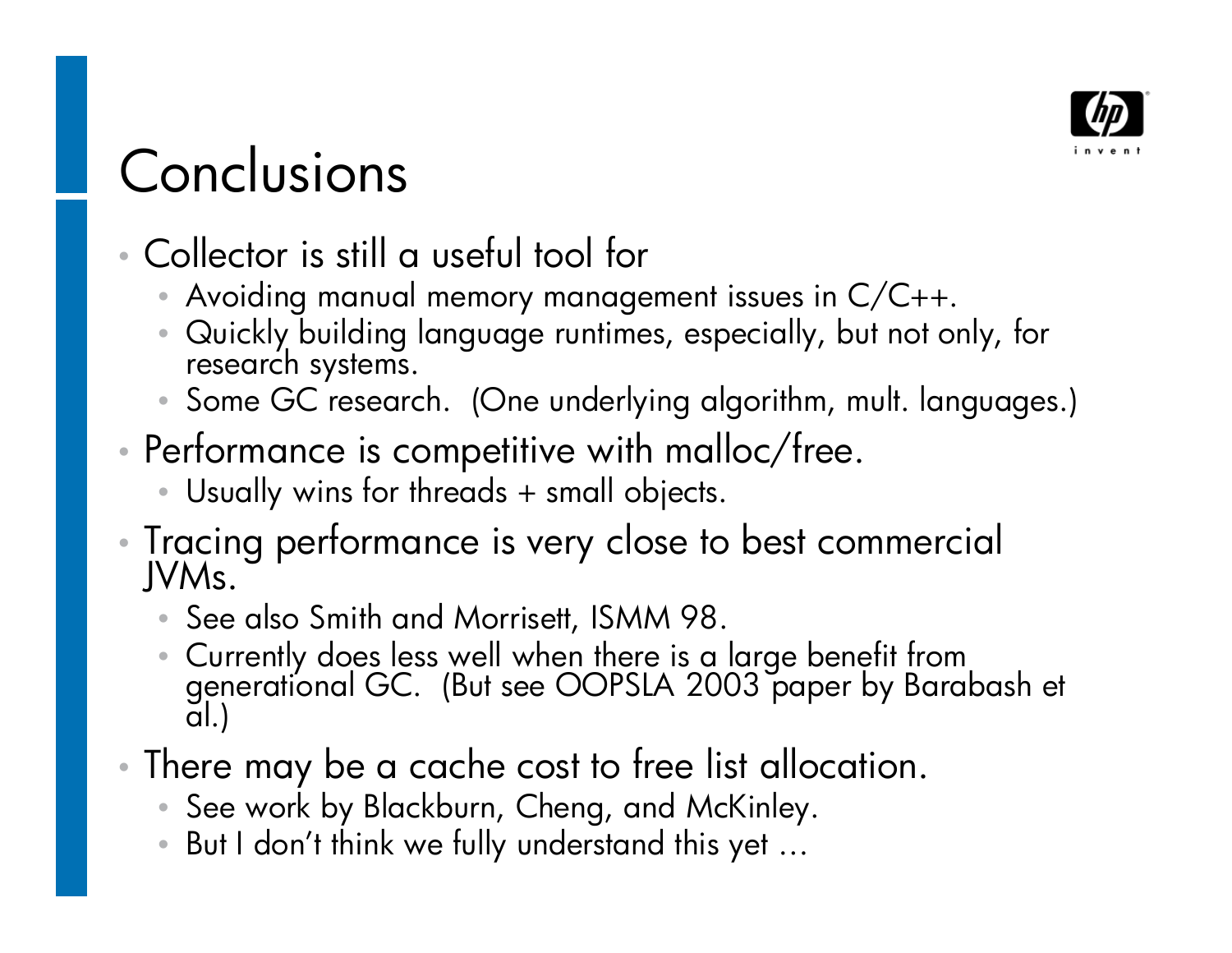# Conclusions

- Collector is still a useful tool for
  - Avoiding manual memory management issues in C/C++.
  - Quickly building language runtimes, especially, but not only, for research systems.
  - Some GC research. (One underlying algorithm, mult. languages.)
- Performance is competitive with malloc/free.
  - Usually wins for threads + small objects.
- Tracing performance is very close to best commercial JVMs.
  - See also Smith and Morrisett, ISMM 98.
  - Currently does less well when there is a large benefit from generational GC. (But see OOPSLA 2003 paper by Barabash et al.)
- There may be a cache cost to free list allocation.
  - See work by Blackburn, Cheng, and McKinley.
  - But I don't think we fully understand this yet …